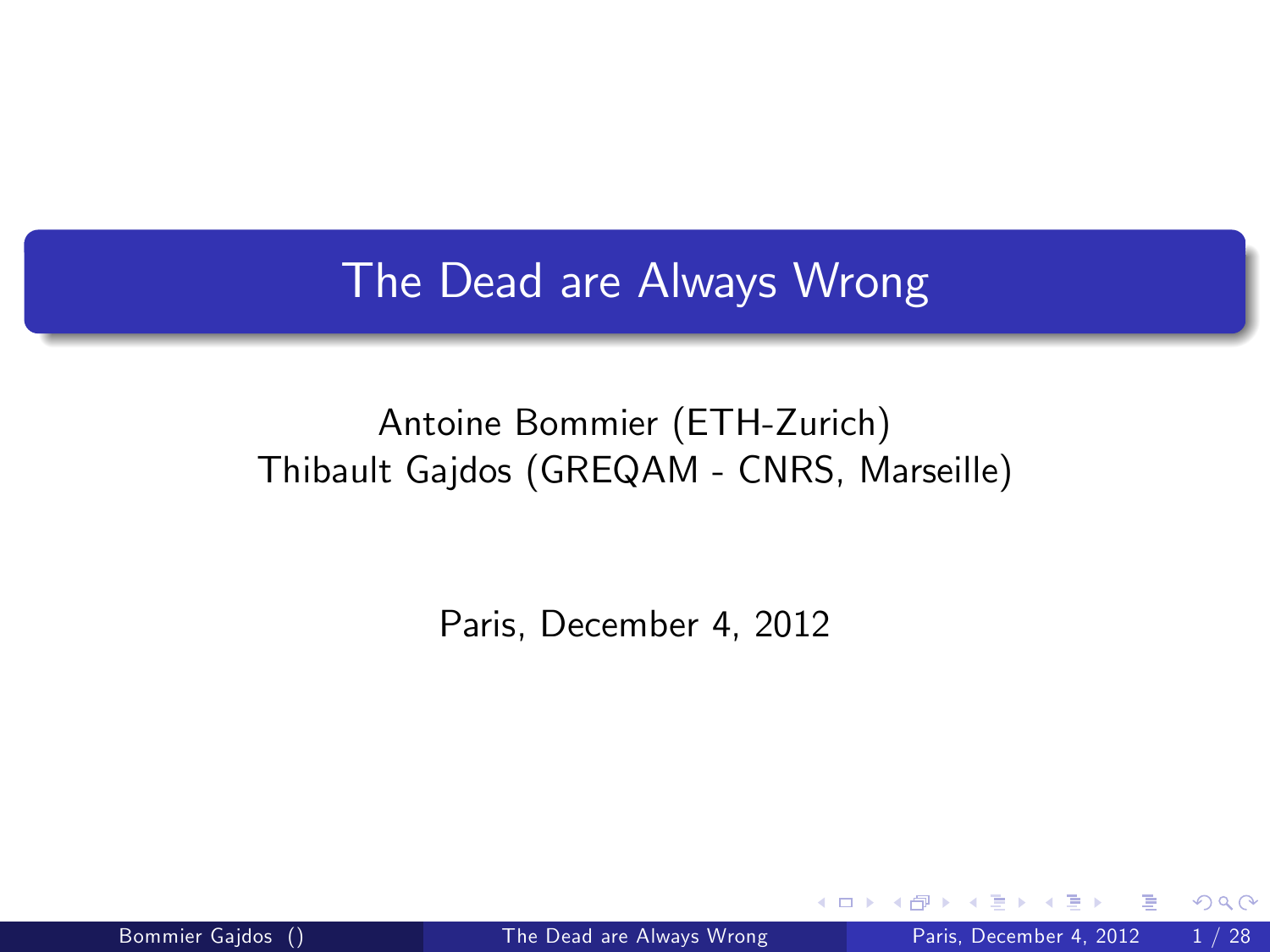# The Dead are Always Wrong

Antoine Bommier (ETH-Zurich)
Thibault Gajdos (GREQAM - CNRS, Marseille)

Paris, December 4, 2012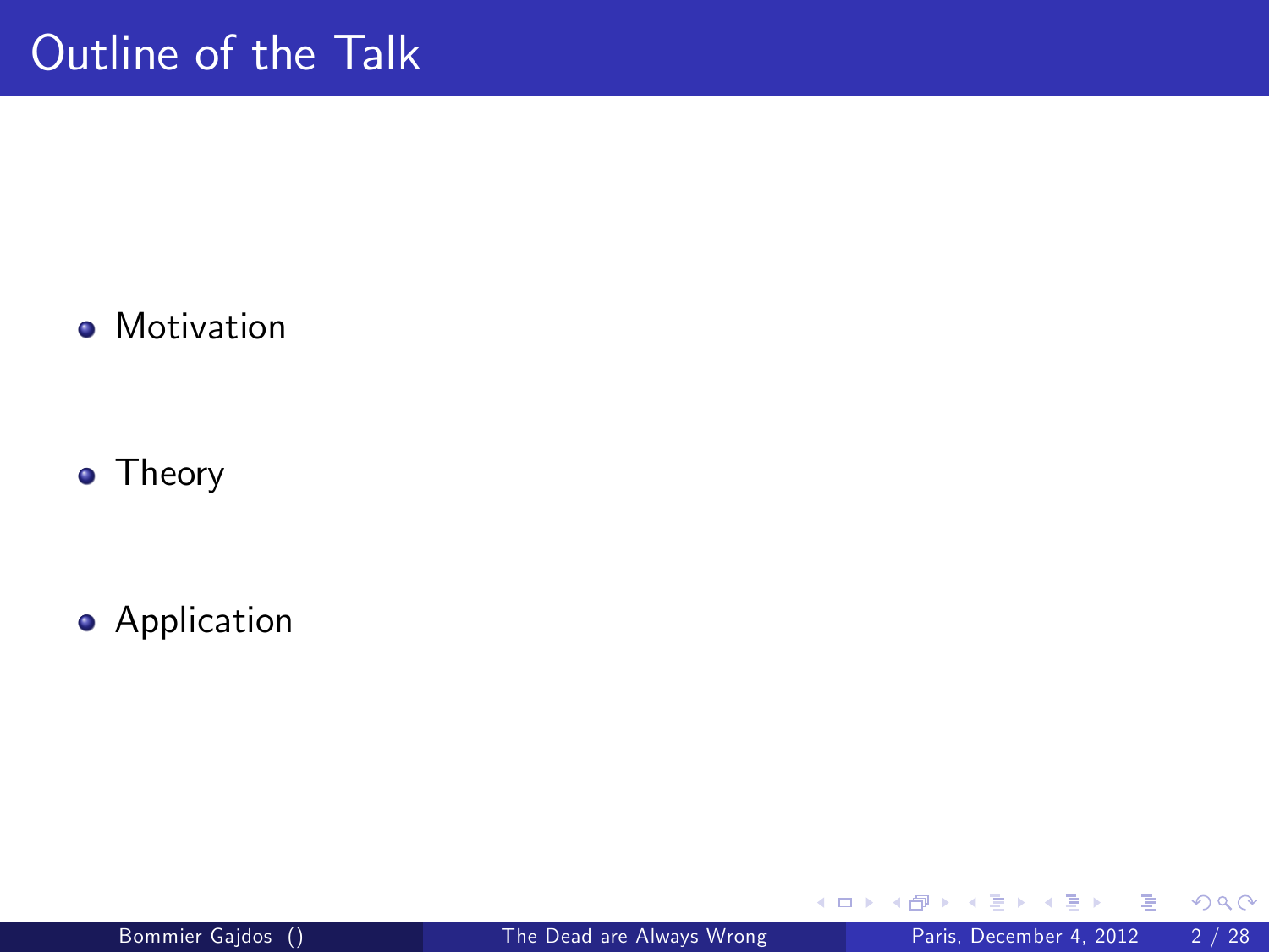# Outline of the Talk

- Motivation
- Theory
- Application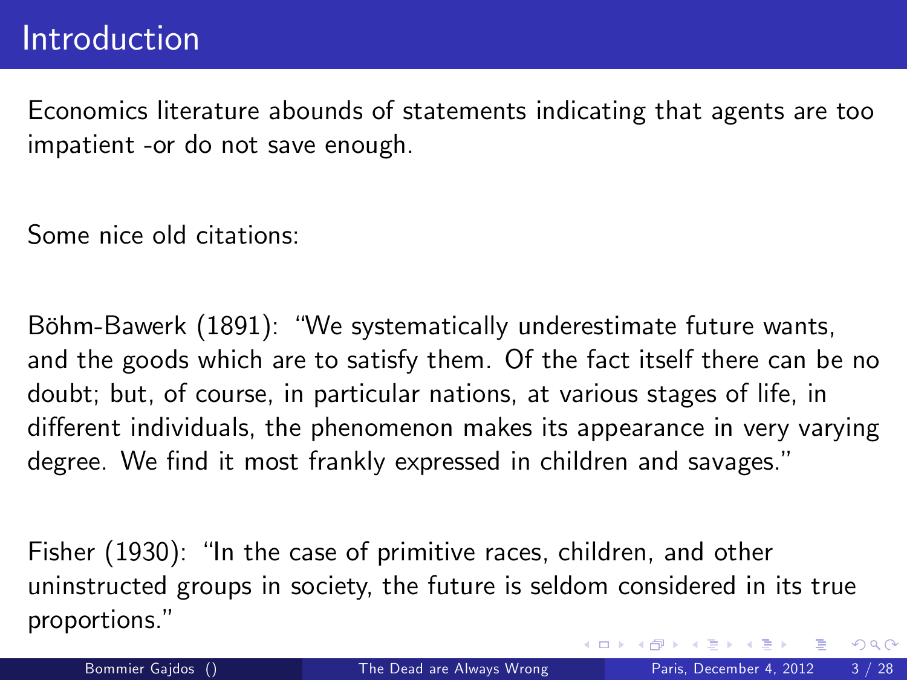# Introduction

Economics literature abounds of statements indicating that agents are too impatient -or do not save enough.

Some nice old citations:

Böhm-Bawerk (1891): "We systematically underestimate future wants, and the goods which are to satisfy them. Of the fact itself there can be no doubt; but, of course, in particular nations, at various stages of life, in different individuals, the phenomenon makes its appearance in very varying degree. We find it most frankly expressed in children and savages."

Fisher (1930): "In the case of primitive races, children, and other uninstructed groups in society, the future is seldom considered in its true proportions."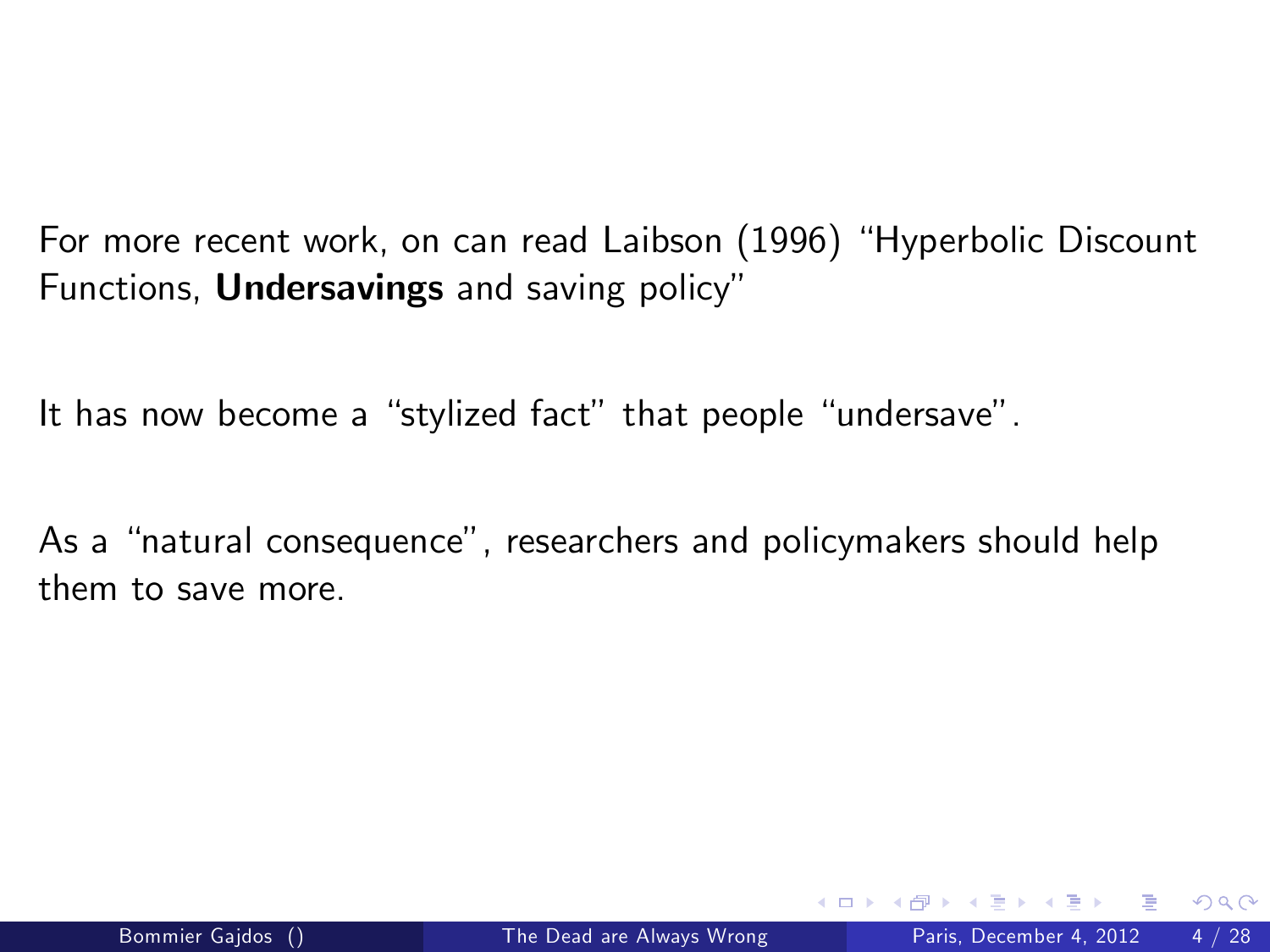For more recent work, on can read Laibson (1996) "Hyperbolic Discount Functions, **Undersavings** and saving policy"

It has now become a "stylized fact" that people "undersave".

As a "natural consequence", researchers and policymakers should help them to save more.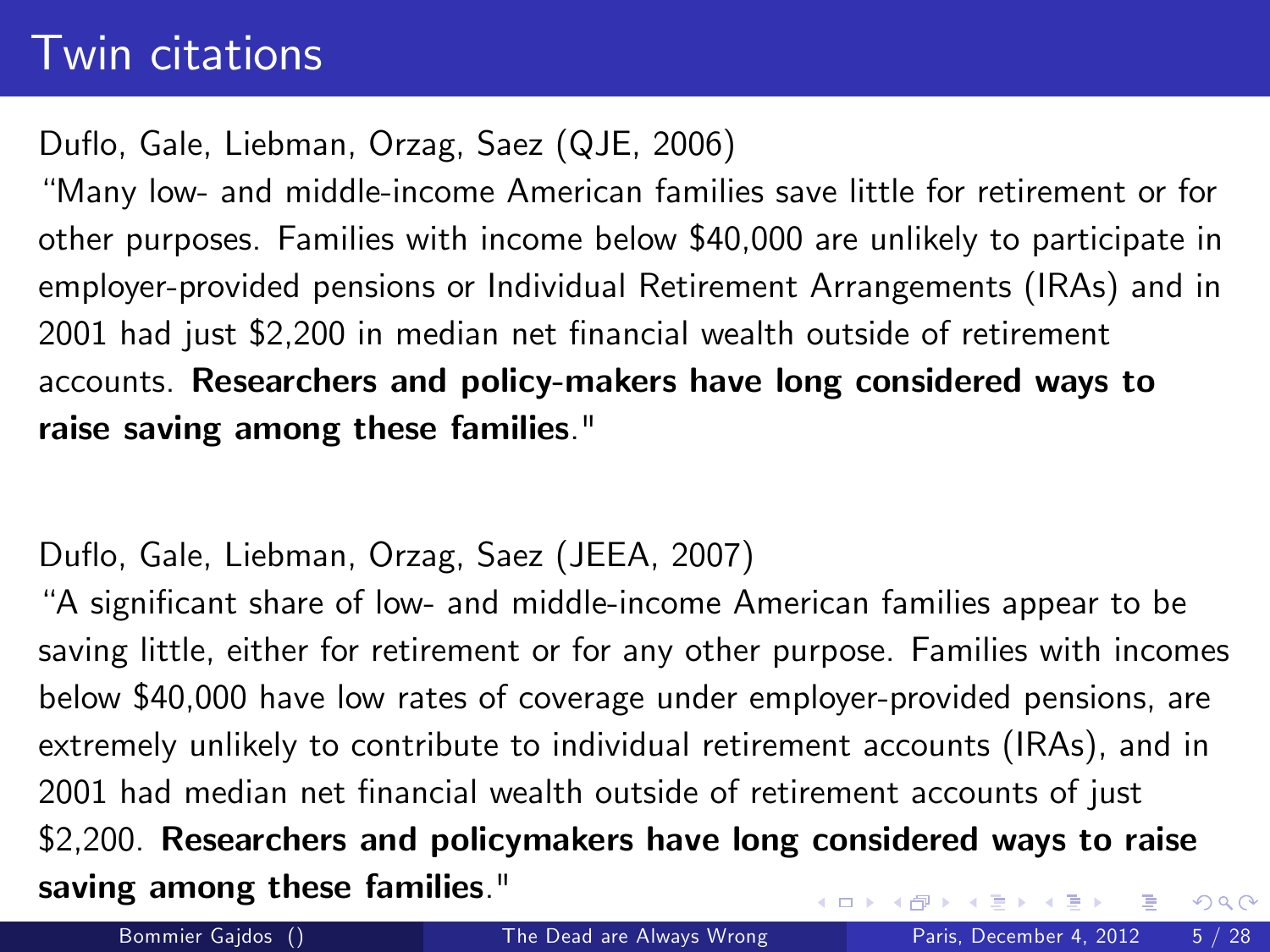# Twin citations

Duflo, Gale, Liebman, Orzag, Saez (QJE, 2006)

"Many low- and middle-income American families save little for retirement or for other purposes. Families with income below $40,000 are unlikely to participate in employer-provided pensions or Individual Retirement Arrangements (IRAs) and in 2001 had just $2,200 in median net financial wealth outside of retirement accounts. **Researchers and policy-makers have long considered ways to raise saving among these families**."

Duflo, Gale, Liebman, Orzag, Saez (JEEA, 2007)

"A significant share of low- and middle-income American families appear to be saving little, either for retirement or for any other purpose. Families with incomes below $40,000 have low rates of coverage under employer-provided pensions, are extremely unlikely to contribute to individual retirement accounts (IRAs), and in 2001 had median net financial wealth outside of retirement accounts of just $2,200. **Researchers and policymakers have long considered ways to raise saving among these families**."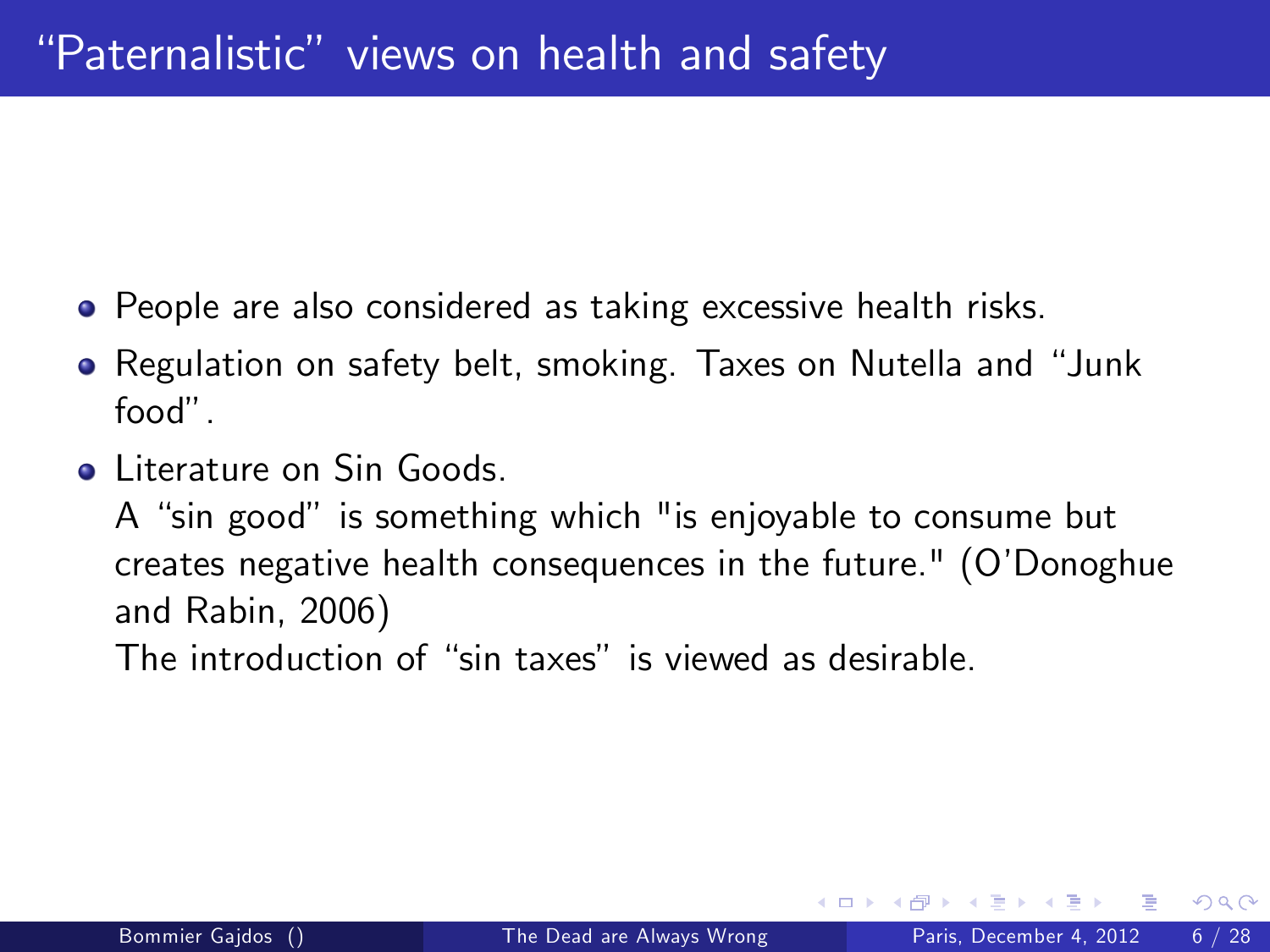# "Paternalistic" views on health and safety

- People are also considered as taking excessive health risks.
- Regulation on safety belt, smoking. Taxes on Nutella and "Junk food".
- Literature on Sin Goods.
  A "sin good" is something which "is enjoyable to consume but creates negative health consequences in the future." (O'Donoghue and Rabin, 2006)
  The introduction of "sin taxes" is viewed as desirable.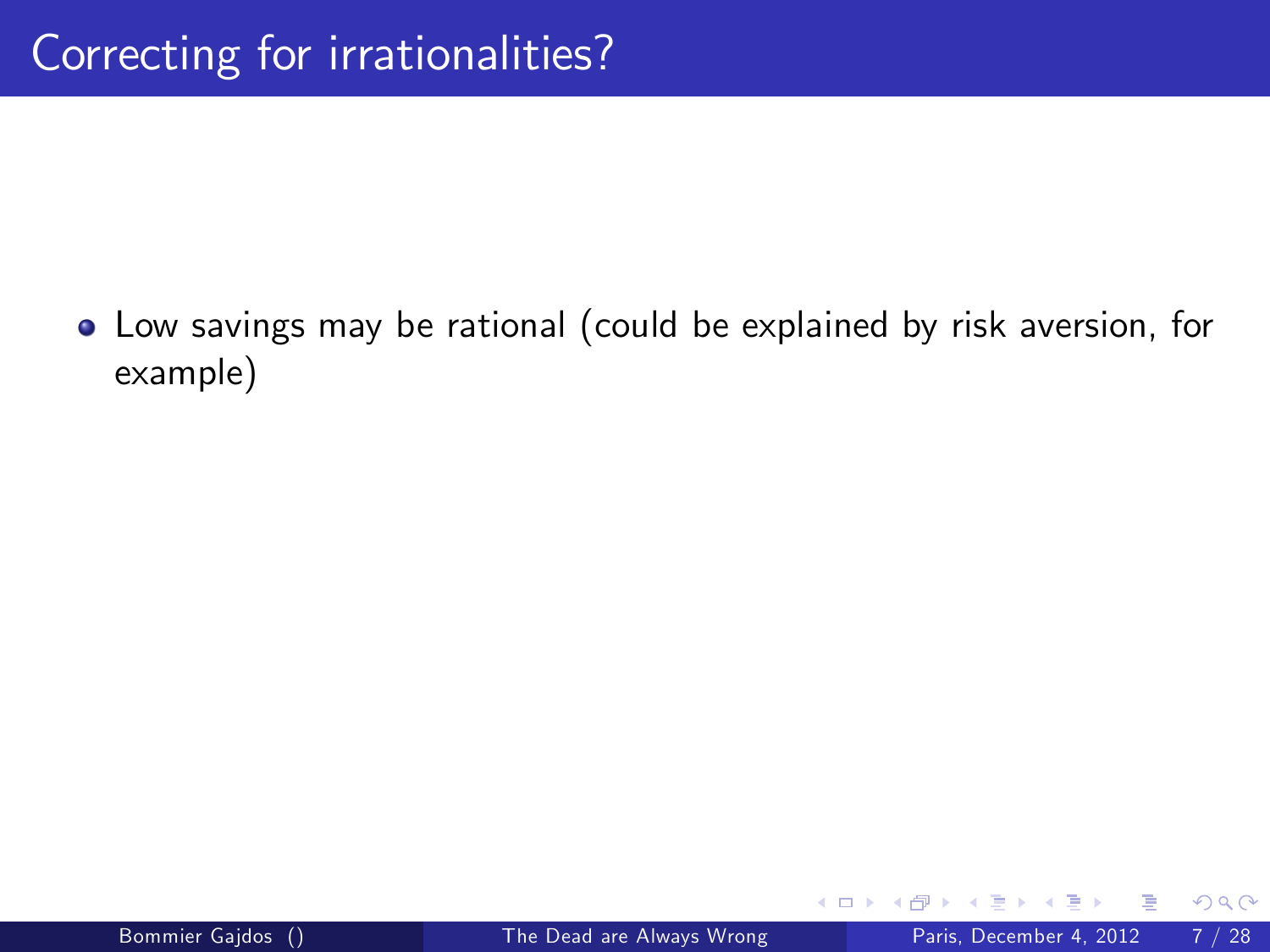# Correcting for irrationalities?

- Low savings may be rational (could be explained by risk aversion, for example)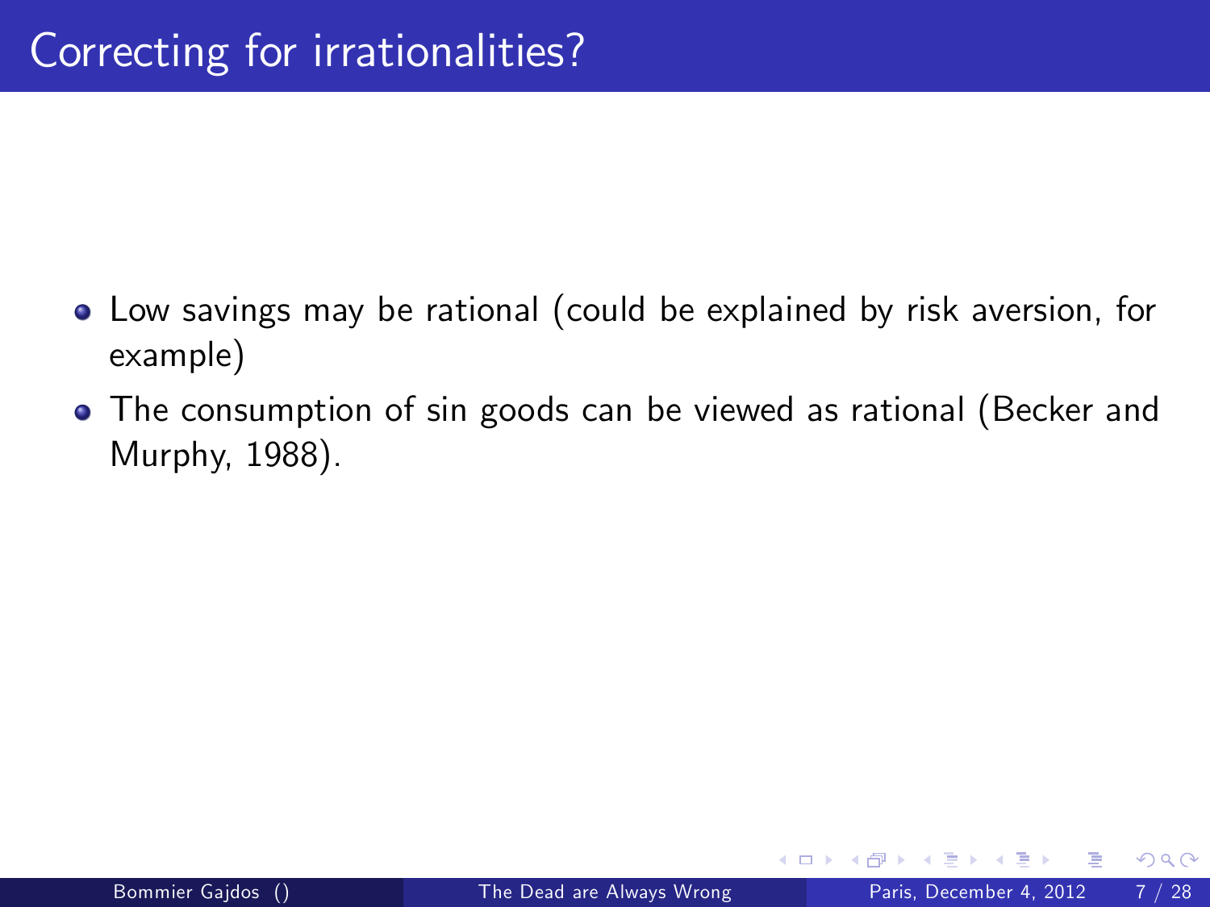# Correcting for irrationalities?

- Low savings may be rational (could be explained by risk aversion, for example)
- The consumption of sin goods can be viewed as rational (Becker and Murphy, 1988).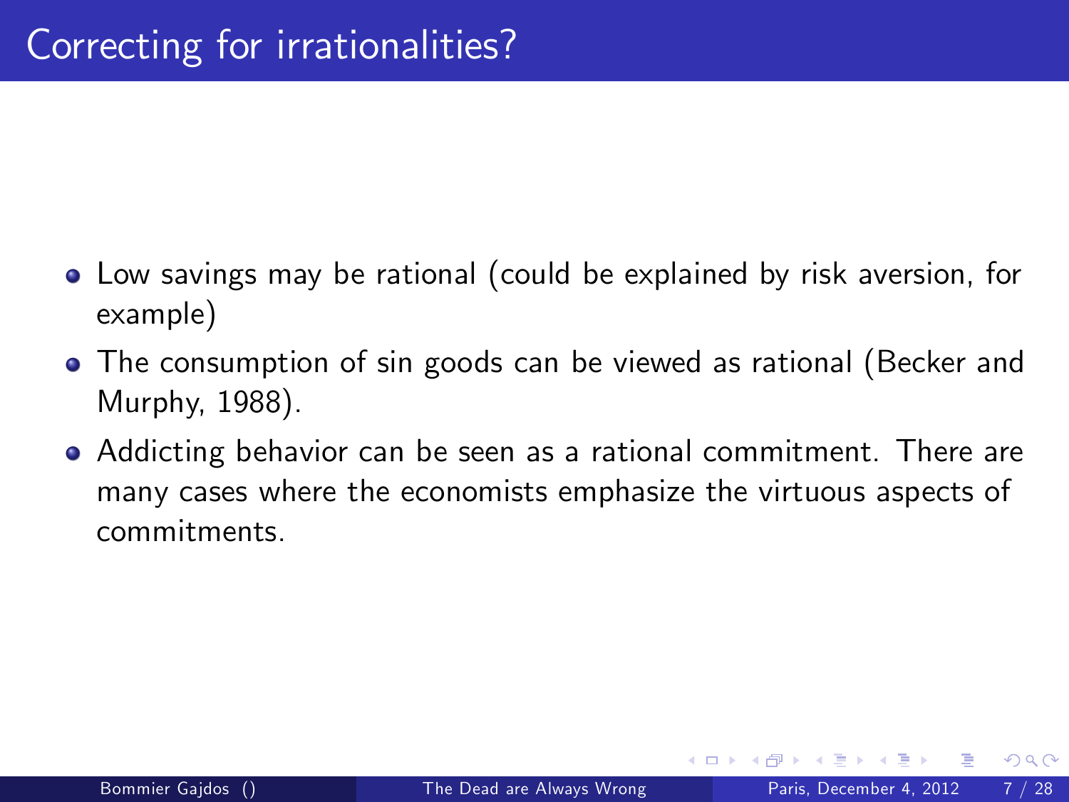# Correcting for irrationalities?

- Low savings may be rational (could be explained by risk aversion, for example)
- The consumption of sin goods can be viewed as rational (Becker and Murphy, 1988).
- Addicting behavior can be seen as a rational commitment. There are many cases where the economists emphasize the virtuous aspects of commitments.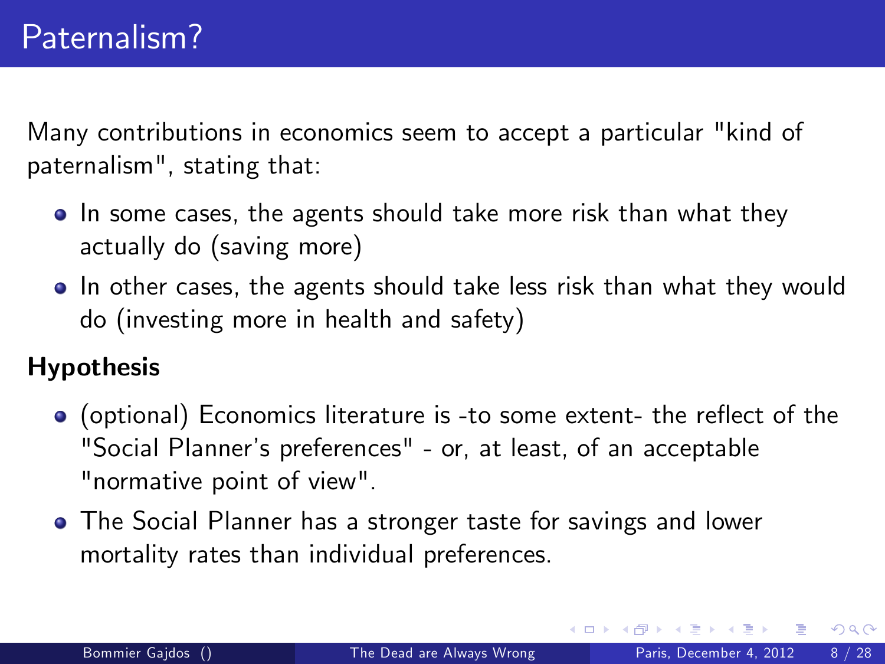# Paternalism?

Many contributions in economics seem to accept a particular "kind of paternalism", stating that:

- In some cases, the agents should take more risk than what they actually do (saving more)
- In other cases, the agents should take less risk than what they would do (investing more in health and safety)

**Hypothesis**

- (optional) Economics literature is -to some extent- the reflect of the "Social Planner's preferences" - or, at least, of an acceptable "normative point of view".
- The Social Planner has a stronger taste for savings and lower mortality rates than individual preferences.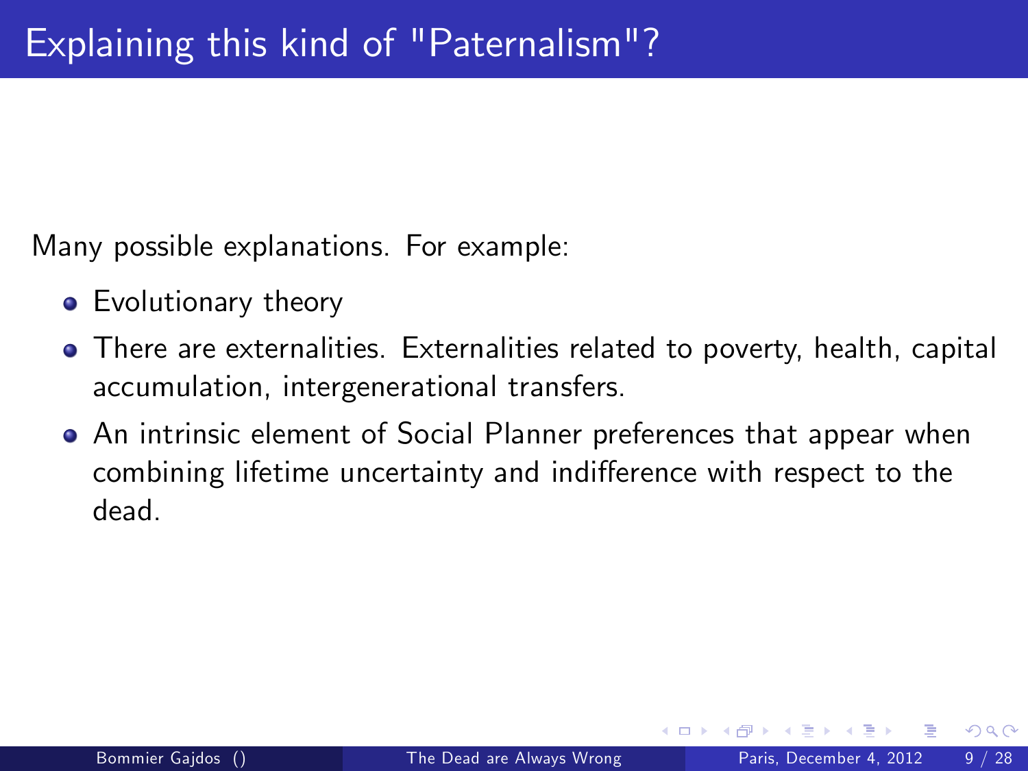# Explaining this kind of "Paternalism"?

Many possible explanations. For example:

- Evolutionary theory
- There are externalities. Externalities related to poverty, health, capital accumulation, intergenerational transfers.
- An intrinsic element of Social Planner preferences that appear when combining lifetime uncertainty and indifference with respect to the dead.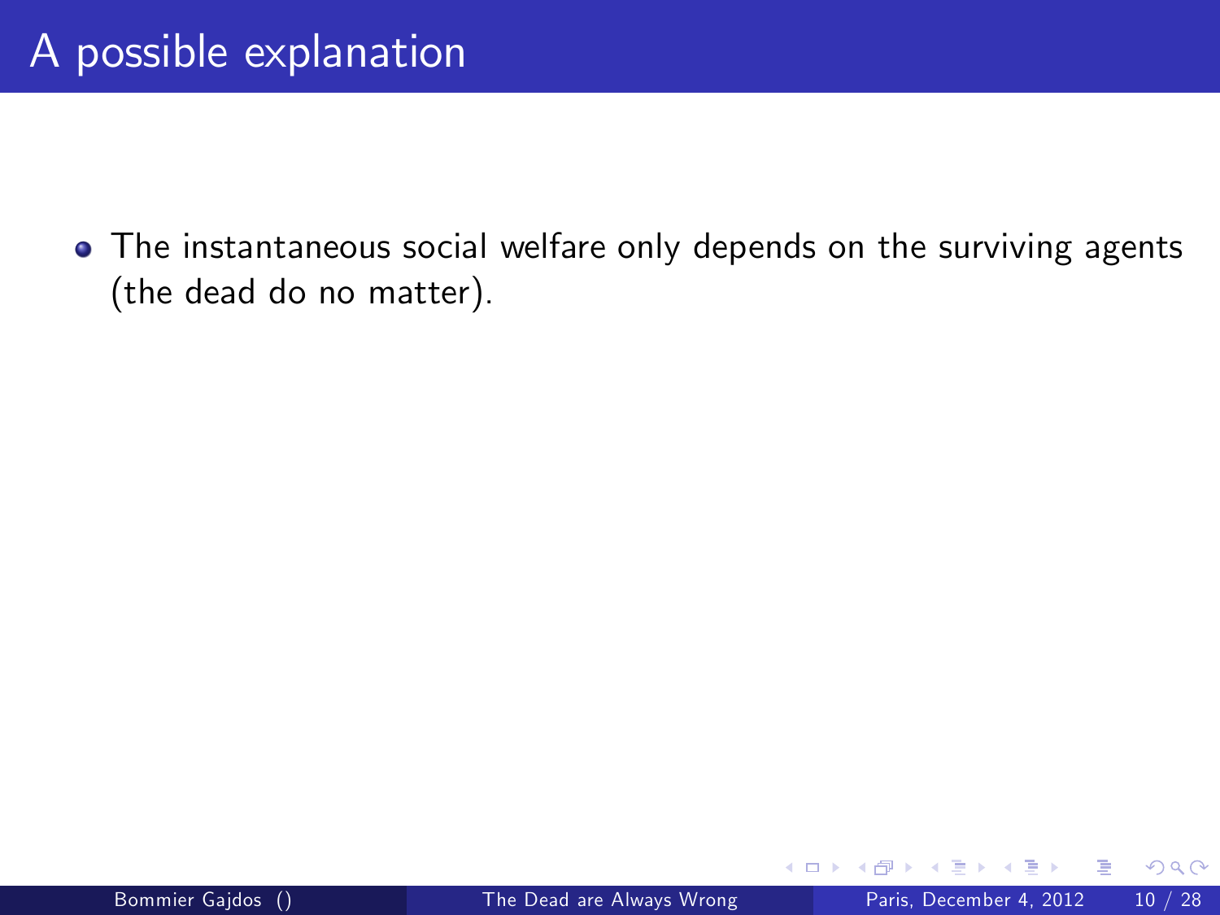# A possible explanation

- The instantaneous social welfare only depends on the surviving agents (the dead do no matter).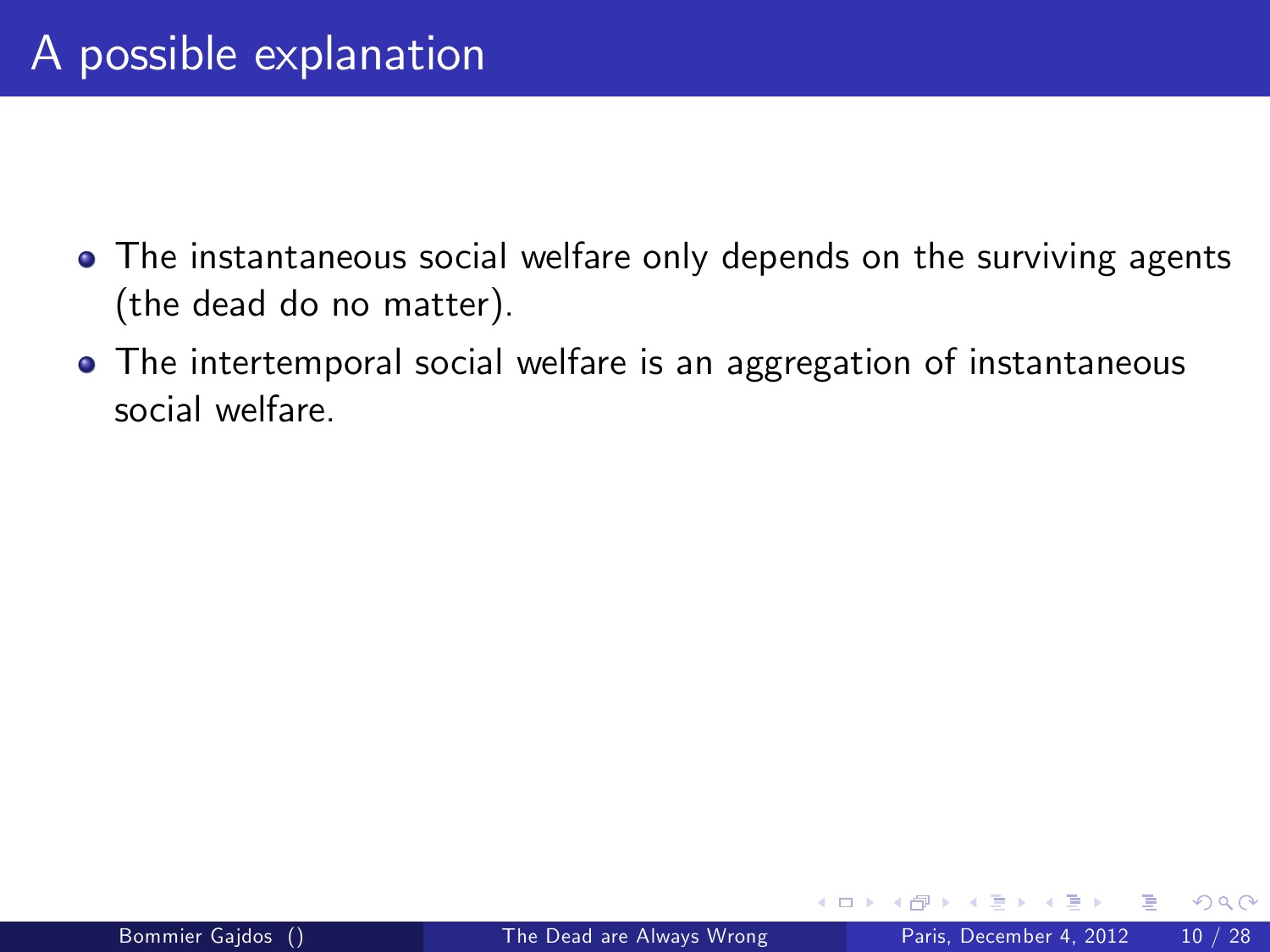# A possible explanation

- The instantaneous social welfare only depends on the surviving agents (the dead do no matter).
- The intertemporal social welfare is an aggregation of instantaneous social welfare.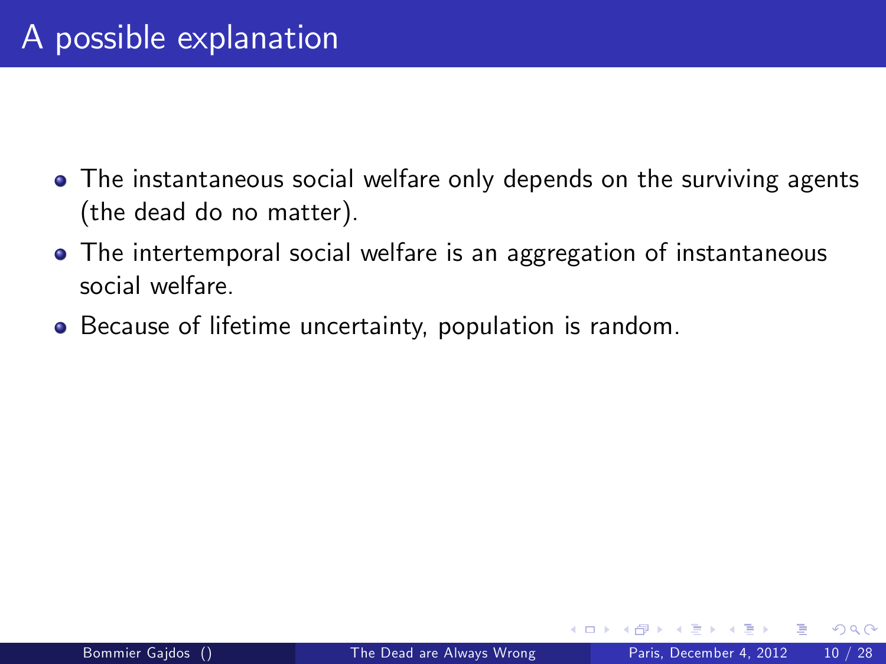# A possible explanation

- The instantaneous social welfare only depends on the surviving agents (the dead do no matter).
- The intertemporal social welfare is an aggregation of instantaneous social welfare.
- Because of lifetime uncertainty, population is random.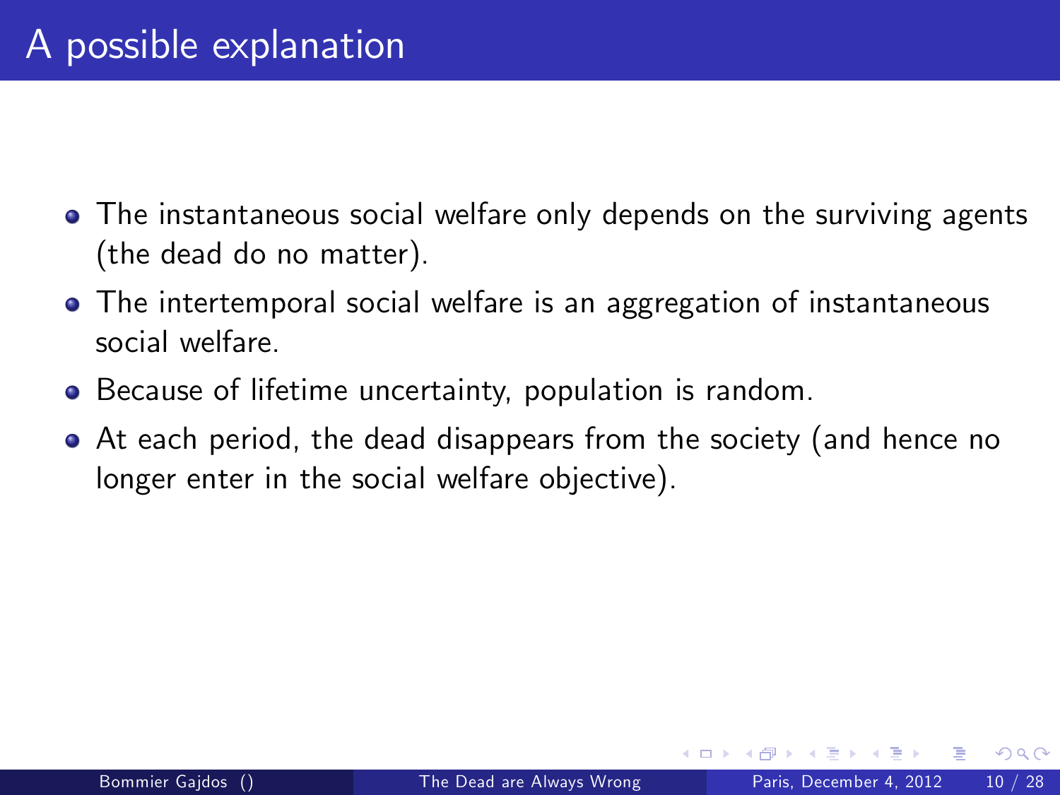# A possible explanation

- The instantaneous social welfare only depends on the surviving agents (the dead do no matter).
- The intertemporal social welfare is an aggregation of instantaneous social welfare.
- Because of lifetime uncertainty, population is random.
- At each period, the dead disappears from the society (and hence no longer enter in the social welfare objective).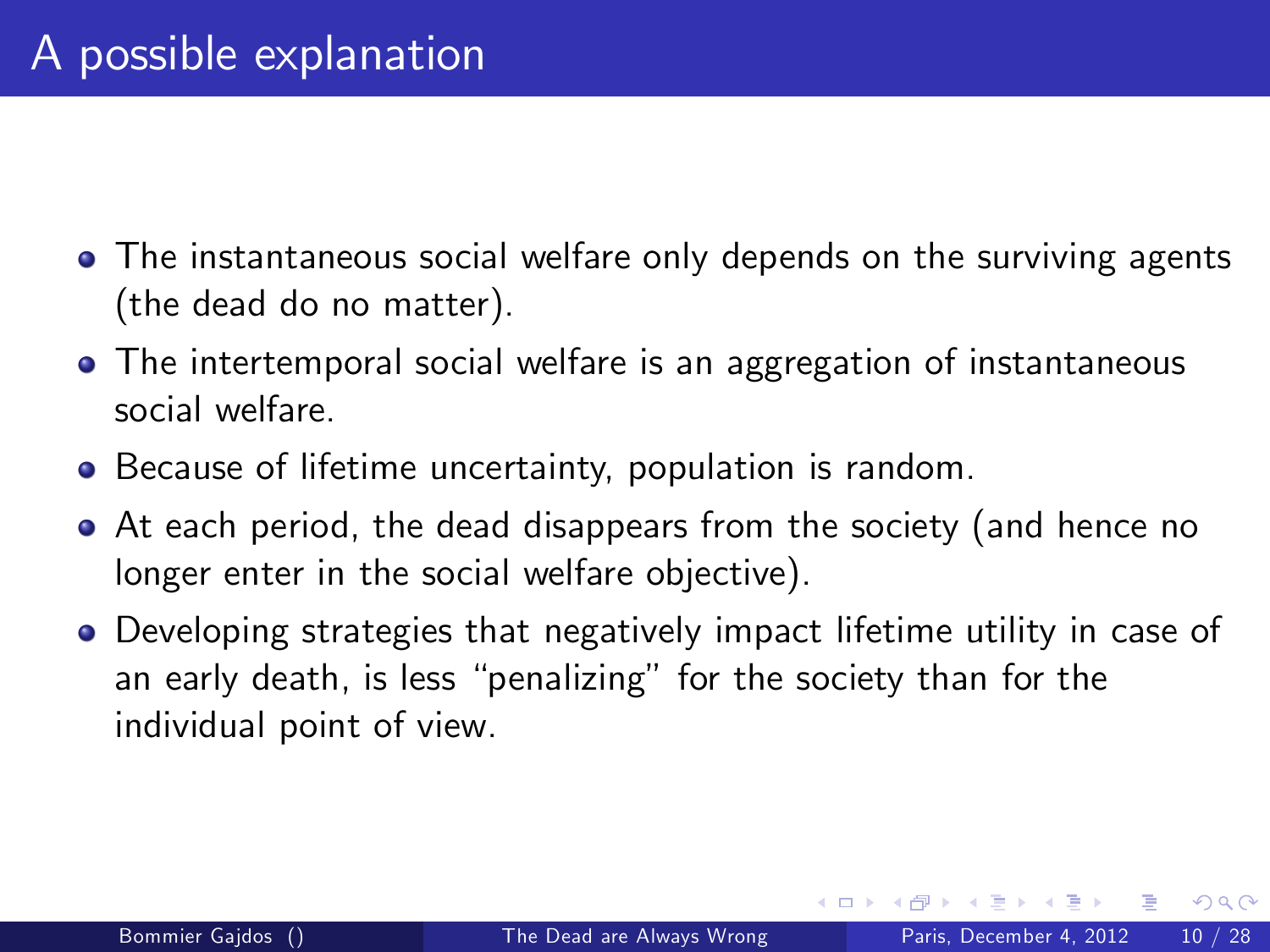# A possible explanation

- The instantaneous social welfare only depends on the surviving agents (the dead do no matter).
- The intertemporal social welfare is an aggregation of instantaneous social welfare.
- Because of lifetime uncertainty, population is random.
- At each period, the dead disappears from the society (and hence no longer enter in the social welfare objective).
- Developing strategies that negatively impact lifetime utility in case of an early death, is less "penalizing" for the society than for the individual point of view.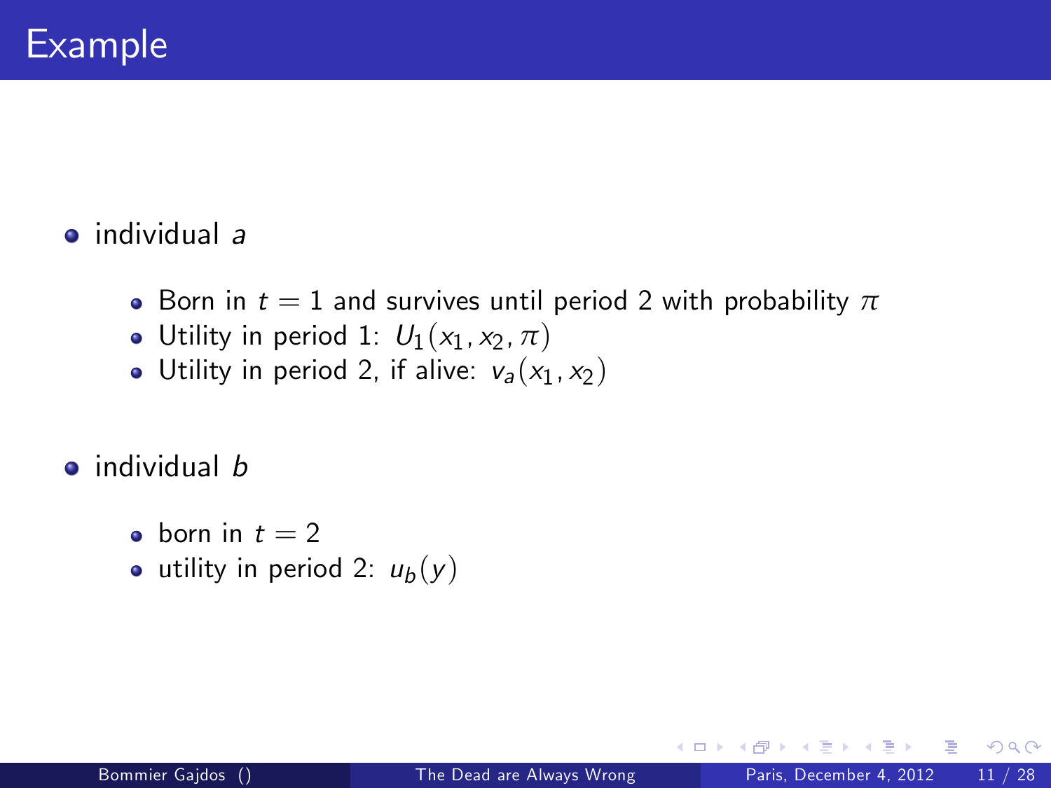# Example

- individual $a$
  - Born in $t = 1$ and survives until period 2 with probability $\pi$
  - Utility in period 1: $U_1(x_1, x_2, \pi)$
  - Utility in period 2, if alive: $v_a(x_1, x_2)$
- individual $b$
  - born in $t = 2$
  - utility in period 2: $u_b(y)$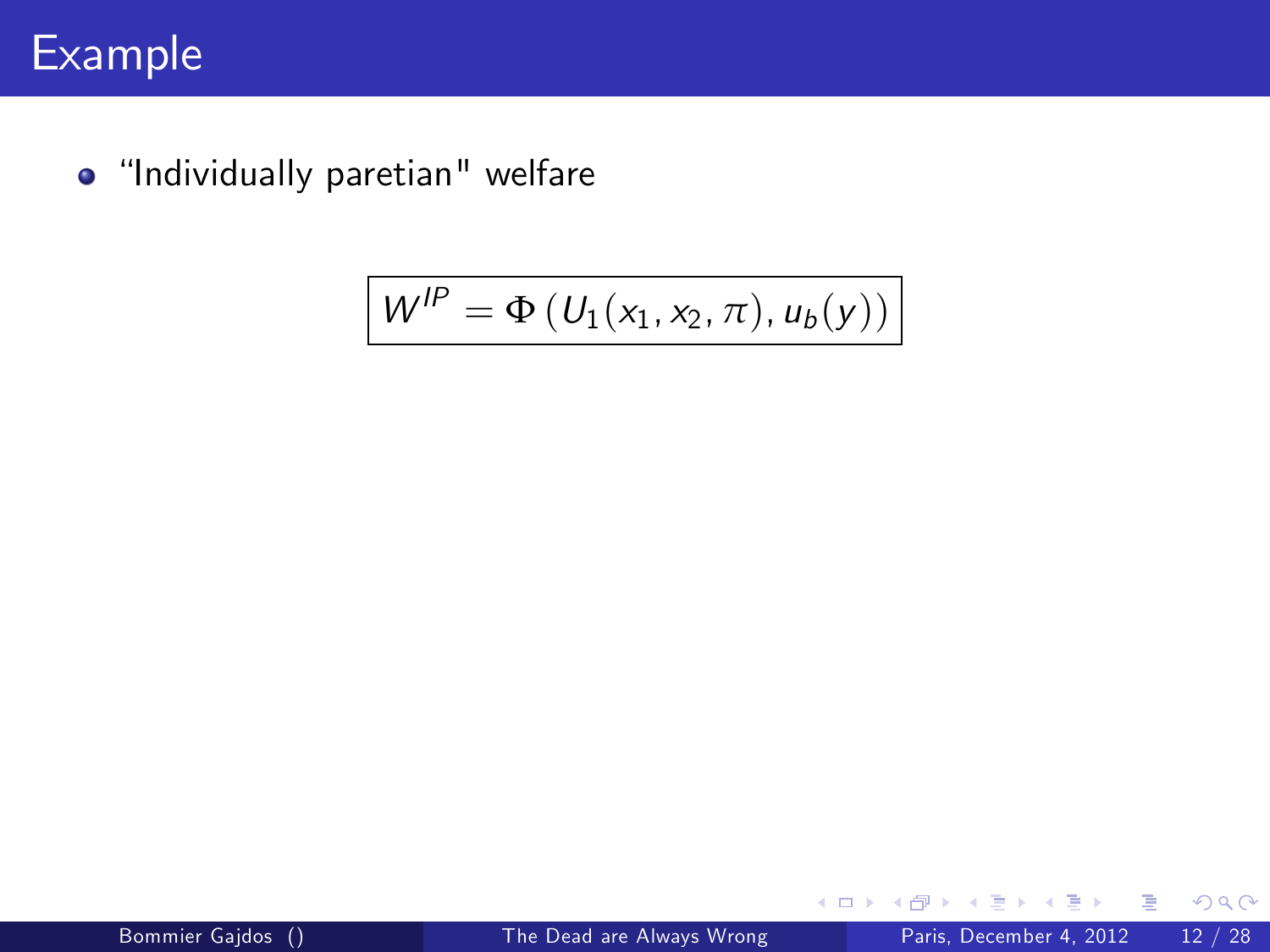# Example

- "Individually paretian" welfare

$$\boxed{W^{IP} = \Phi\left(U_1(x_1, x_2, \pi), u_b(y)\right)}$$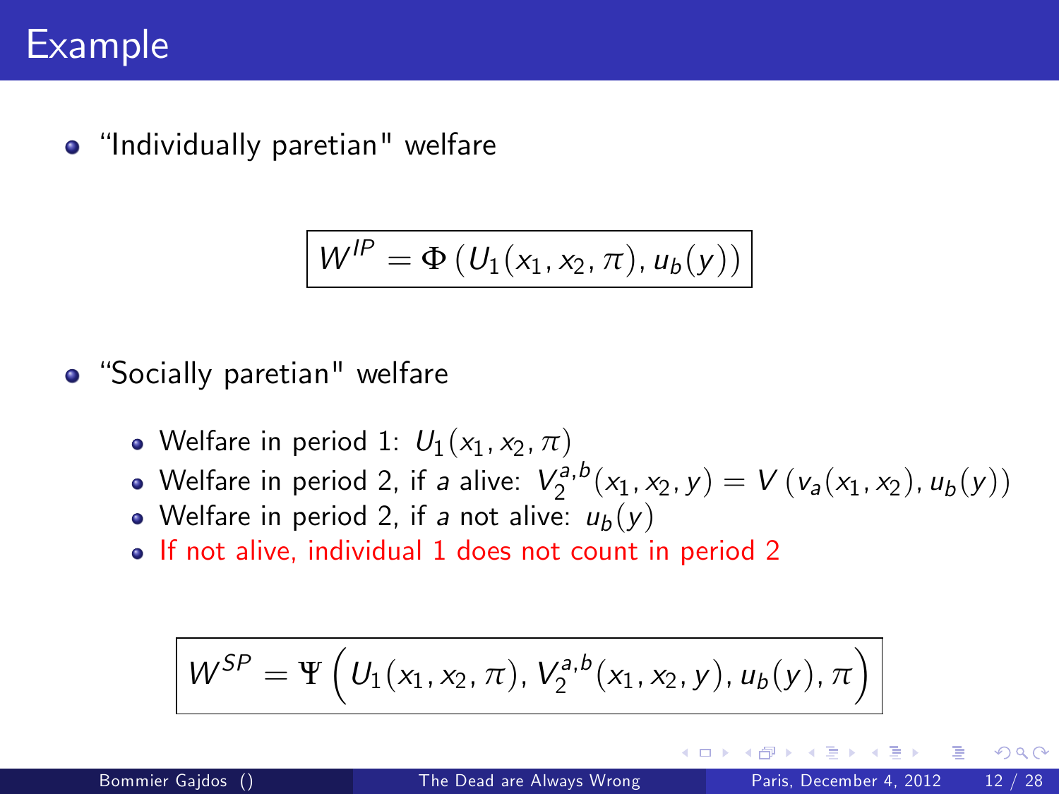# Example

- "Individually paretian" welfare

$$\boxed{W^{IP} = \Phi\left(U_1(x_1, x_2, \pi), u_b(y)\right)}$$

- "Socially paretian" welfare
  - Welfare in period 1: $U_1(x_1, x_2, \pi)$
  - Welfare in period 2, if $a$ alive: $V_2^{a,b}(x_1, x_2, y) = V\left(v_a(x_1, x_2), u_b(y)\right)$
  - Welfare in period 2, if $a$ not alive: $u_b(y)$
  - If not alive, individual 1 does not count in period 2

$$\boxed{W^{SP} = \Psi\left(U_1(x_1, x_2, \pi), V_2^{a,b}(x_1, x_2, y), u_b(y), \pi\right)}$$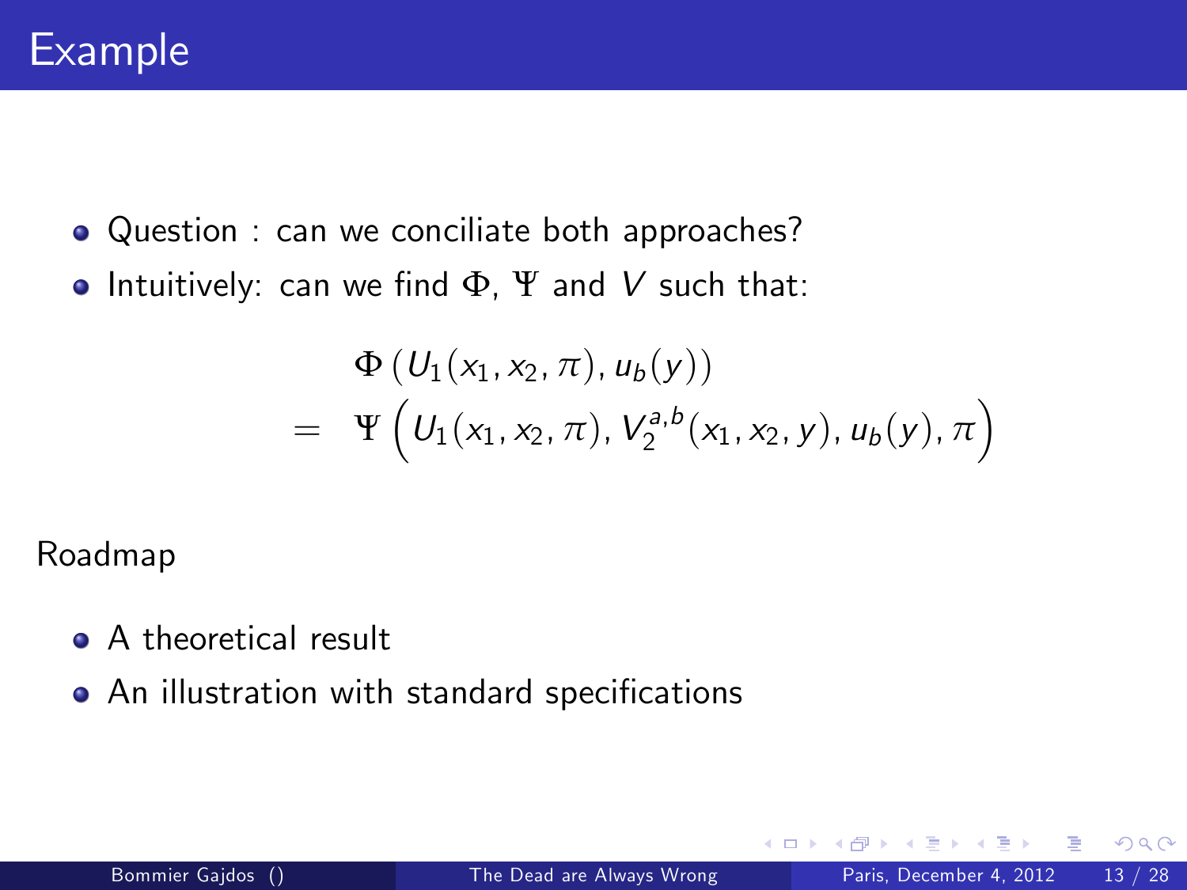# Example

- Question : can we conciliate both approaches?
- Intuitively: can we find $\Phi$, $\Psi$ and $V$ such that:

$$
\begin{aligned}
& \Phi\left(U_1(x_1, x_2, \pi), u_b(y)\right) \\
= \quad & \Psi\left(U_1(x_1, x_2, \pi), V_2^{a,b}(x_1, x_2, y), u_b(y), \pi\right)
\end{aligned}
$$

Roadmap

- A theoretical result
- An illustration with standard specifications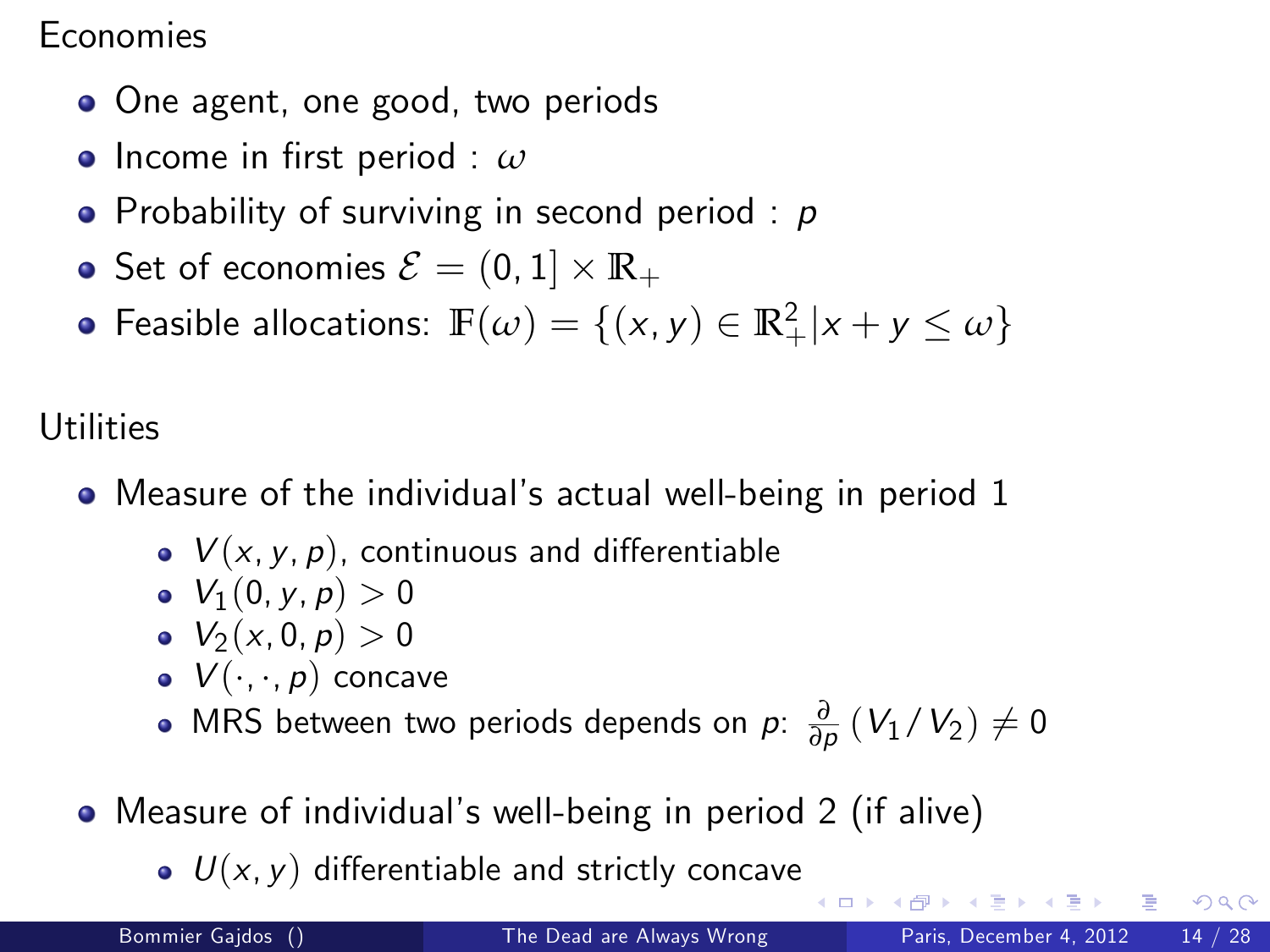## Economies

- One agent, one good, two periods
- Income in first period : $\omega$
- Probability of surviving in second period : $p$
- Set of economies $\mathcal{E} = (0, 1] \times \mathbb{R}_+$
- Feasible allocations: $\mathbb{F}(\omega) = \{(x, y) \in \mathbb{R}^2_+ | x + y \leq \omega\}$

## Utilities

- Measure of the individual's actual well-being in period 1
  - $V(x, y, p)$, continuous and differentiable
  - $V_1(0, y, p) > 0$
  - $V_2(x, 0, p) > 0$
  - $V(\cdot, \cdot, p)$ concave
  - MRS between two periods depends on $p$: $\frac{\partial}{\partial p}(V_1 / V_2) \neq 0$
- Measure of individual's well-being in period 2 (if alive)
  - $U(x, y)$ differentiable and strictly concave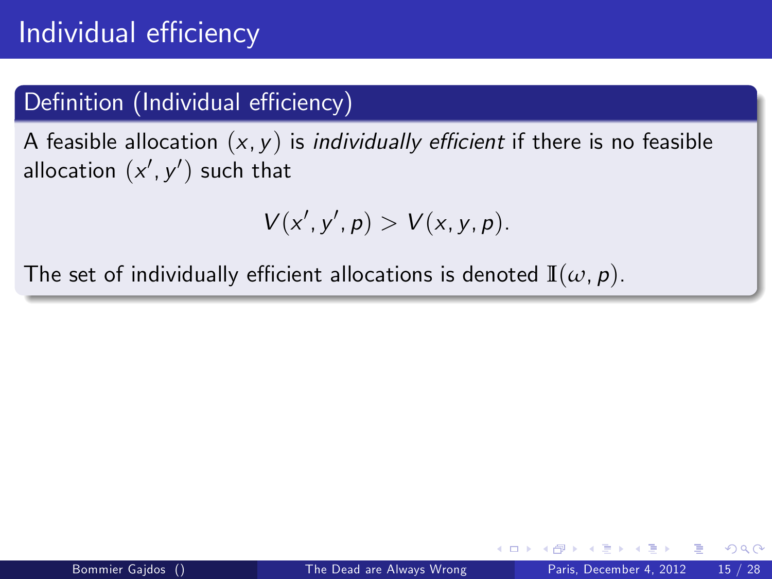# Individual efficiency

**Definition (Individual efficiency)**

A feasible allocation $(x, y)$ is *individually efficient* if there is no feasible allocation $(x', y')$ such that

$$V(x', y', p) > V(x, y, p).$$

The set of individually efficient allocations is denoted $\mathbb{I}(\omega, p)$.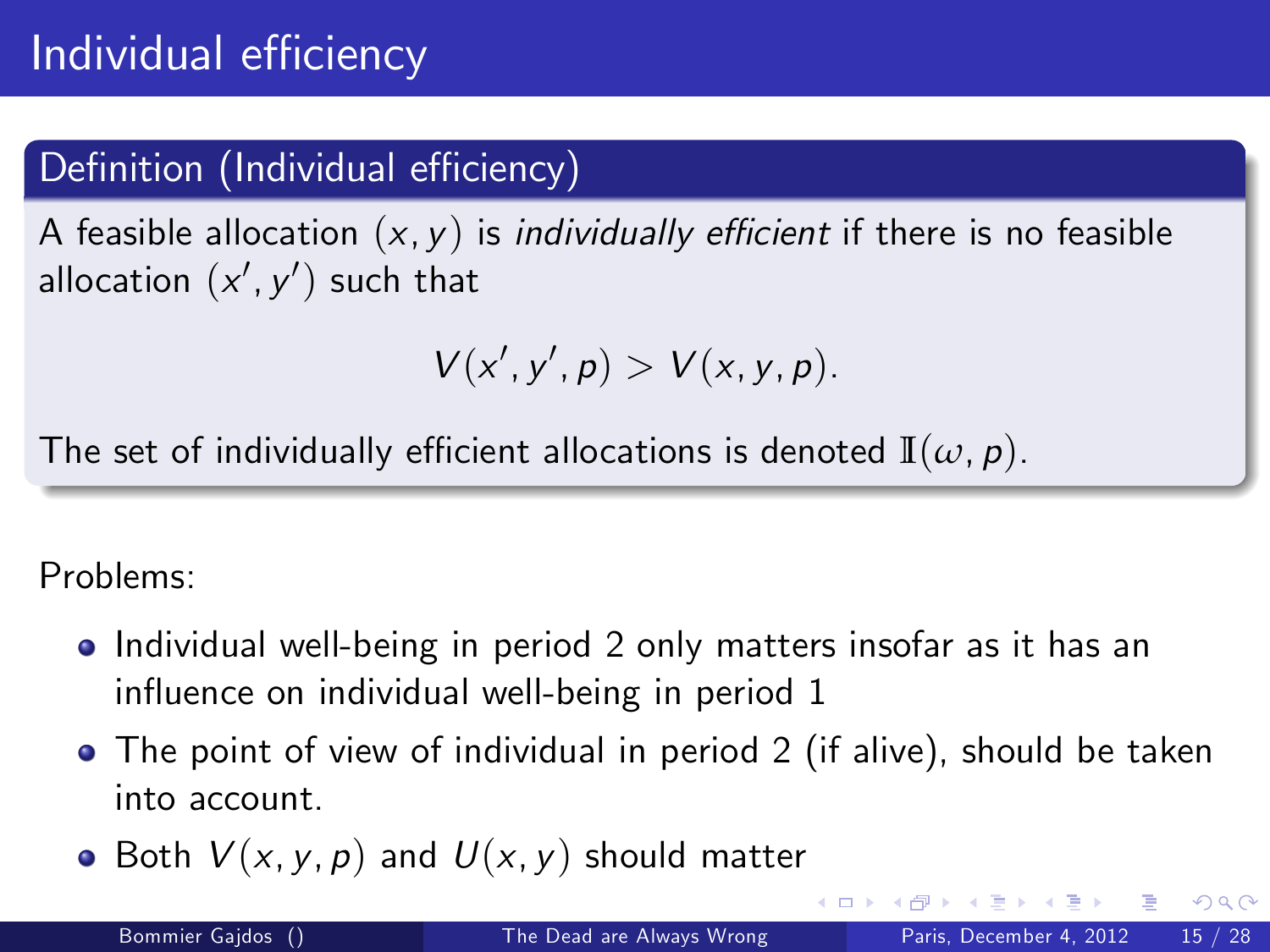# Individual efficiency

**Definition (Individual efficiency)**

A feasible allocation $(x, y)$ is *individually efficient* if there is no feasible allocation $(x', y')$ such that

$$V(x', y', p) > V(x, y, p).$$

The set of individually efficient allocations is denoted $\mathbb{I}(\omega, p)$.

Problems:

- Individual well-being in period 2 only matters insofar as it has an influence on individual well-being in period 1
- The point of view of individual in period 2 (if alive), should be taken into account.
- Both $V(x, y, p)$ and $U(x, y)$ should matter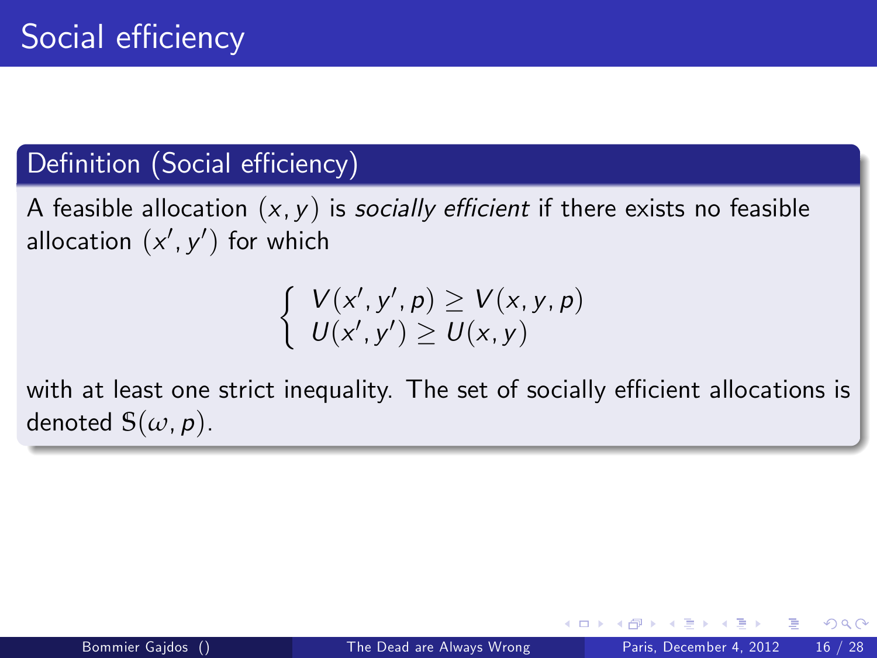# Social efficiency

**Definition (Social efficiency)**

A feasible allocation $(x, y)$ is *socially efficient* if there exists no feasible allocation $(x', y')$ for which

$$\begin{cases} V(x', y', p) \geq V(x, y, p) \\ U(x', y') \geq U(x, y) \end{cases}$$

with at least one strict inequality. The set of socially efficient allocations is denoted $\mathbb{S}(\omega, p)$.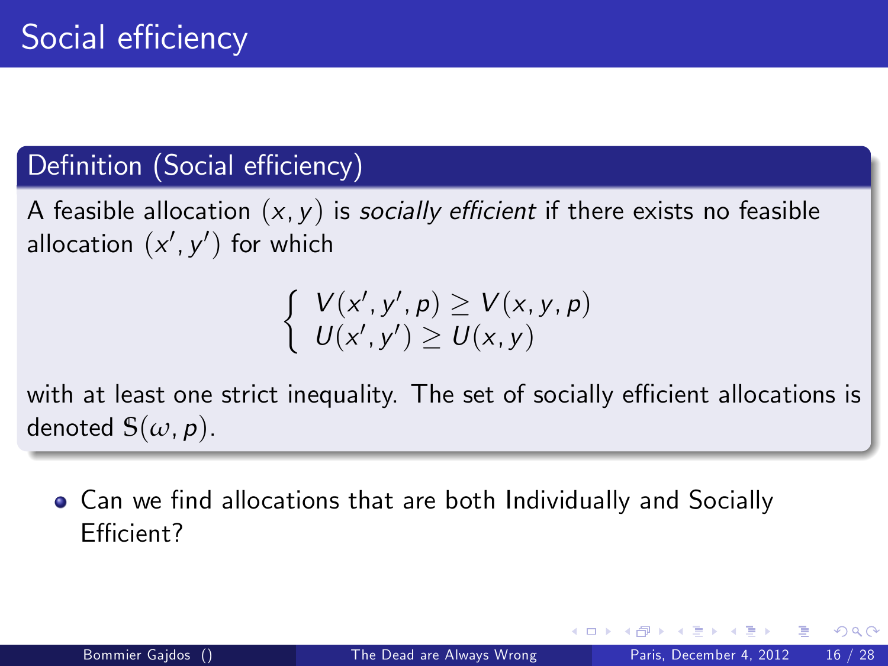# Social efficiency

**Definition (Social efficiency)**

A feasible allocation $(x, y)$ is *socially efficient* if there exists no feasible allocation $(x', y')$ for which

$$\begin{cases} V(x', y', p) \geq V(x, y, p) \\ U(x', y') \geq U(x, y) \end{cases}$$

with at least one strict inequality. The set of socially efficient allocations is denoted $\mathbb{S}(\omega, p)$.

- Can we find allocations that are both Individually and Socially Efficient?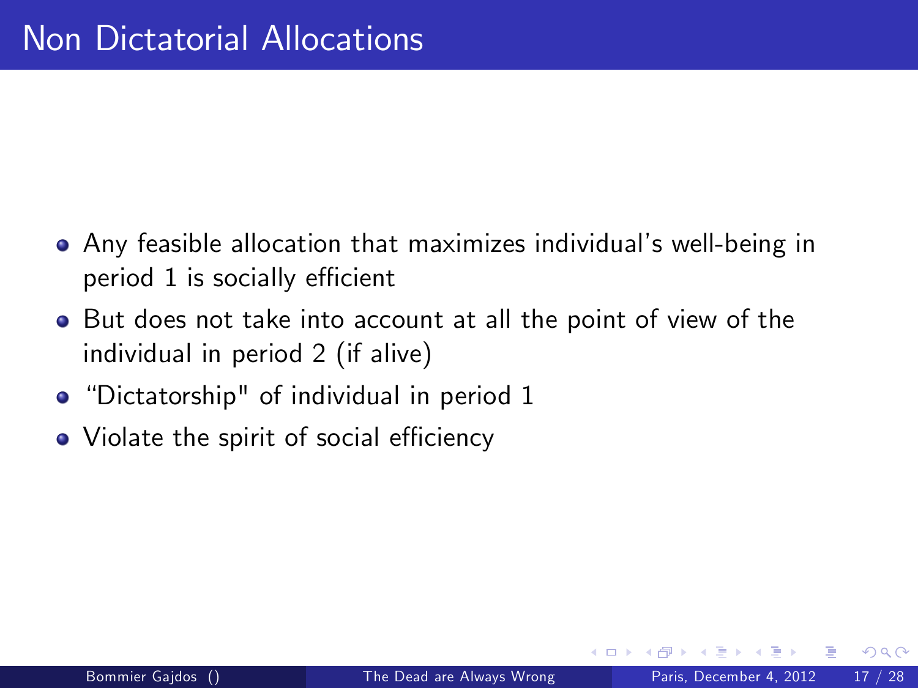# Non Dictatorial Allocations

- Any feasible allocation that maximizes individual's well-being in period 1 is socially efficient
- But does not take into account at all the point of view of the individual in period 2 (if alive)
- "Dictatorship" of individual in period 1
- Violate the spirit of social efficiency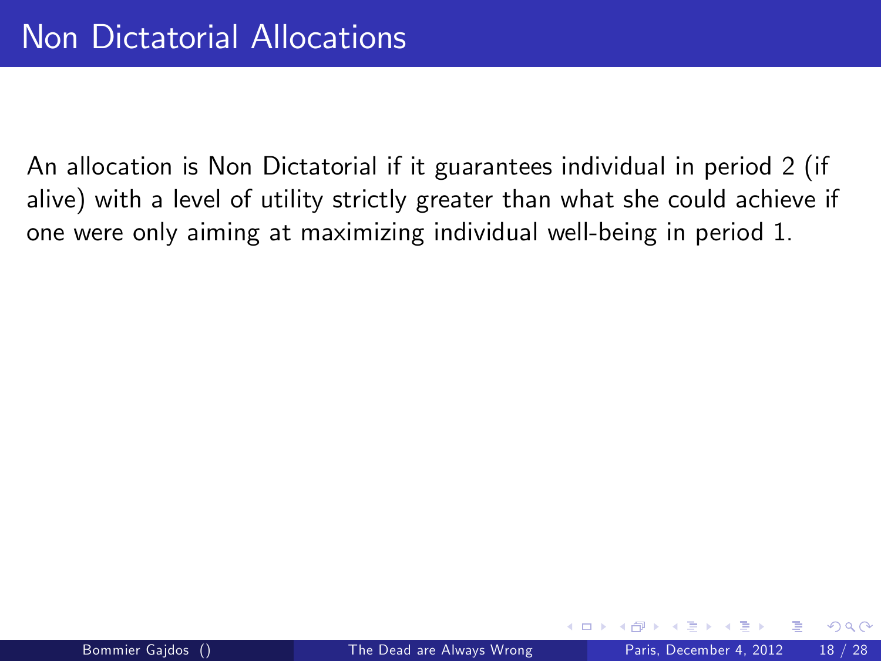# Non Dictatorial Allocations

An allocation is Non Dictatorial if it guarantees individual in period 2 (if alive) with a level of utility strictly greater than what she could achieve if one were only aiming at maximizing individual well-being in period 1.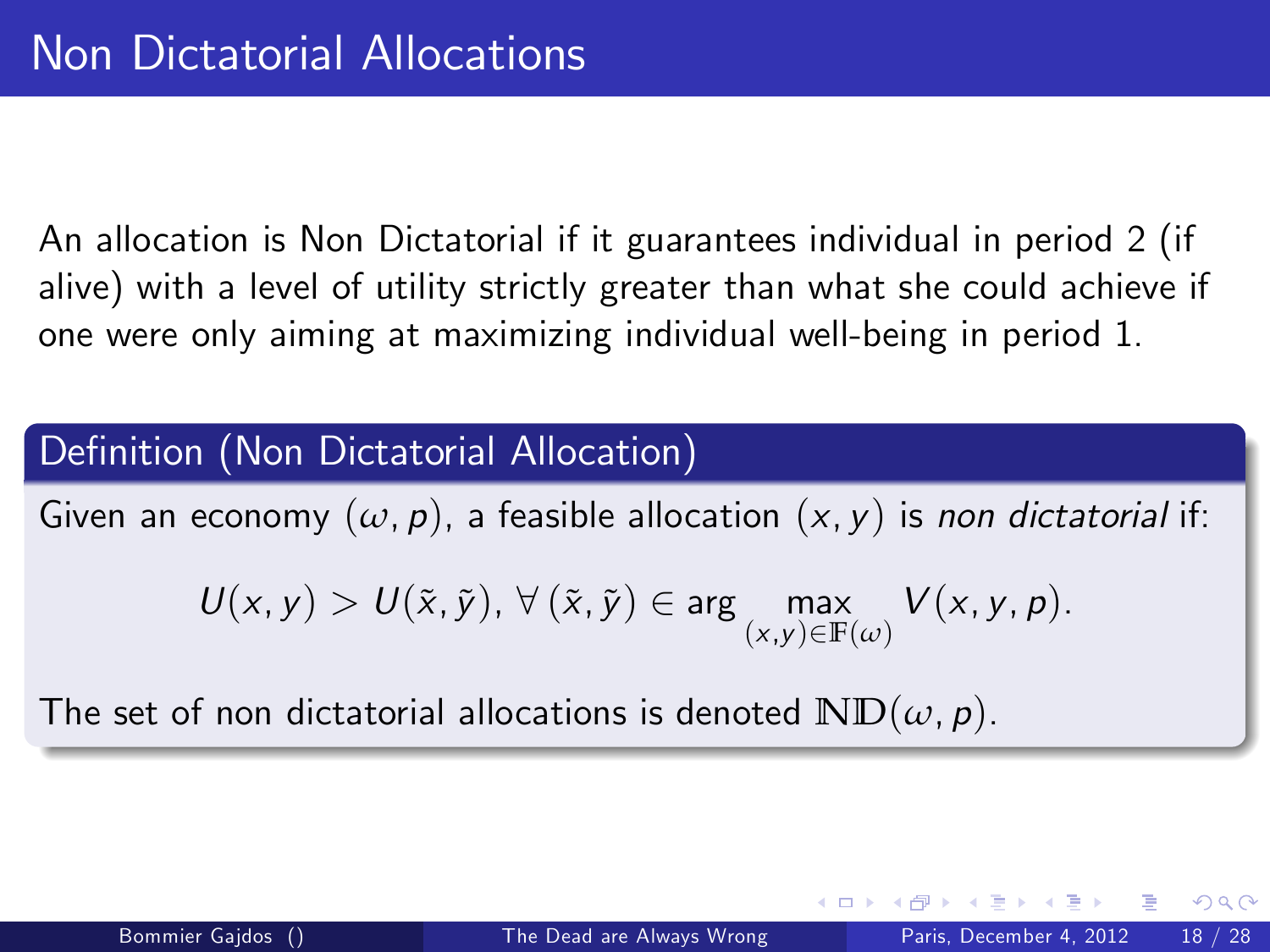# Non Dictatorial Allocations

An allocation is Non Dictatorial if it guarantees individual in period 2 (if alive) with a level of utility strictly greater than what she could achieve if one were only aiming at maximizing individual well-being in period 1.

## Definition (Non Dictatorial Allocation)

Given an economy $(\omega, p)$, a feasible allocation $(x, y)$ is *non dictatorial* if:

$$U(x, y) > U(\tilde{x}, \tilde{y}), \; \forall \, (\tilde{x}, \tilde{y}) \in \arg \max_{(x,y) \in \mathbb{F}(\omega)} V(x, y, p).$$

The set of non dictatorial allocations is denoted $\mathbb{ND}(\omega, p)$.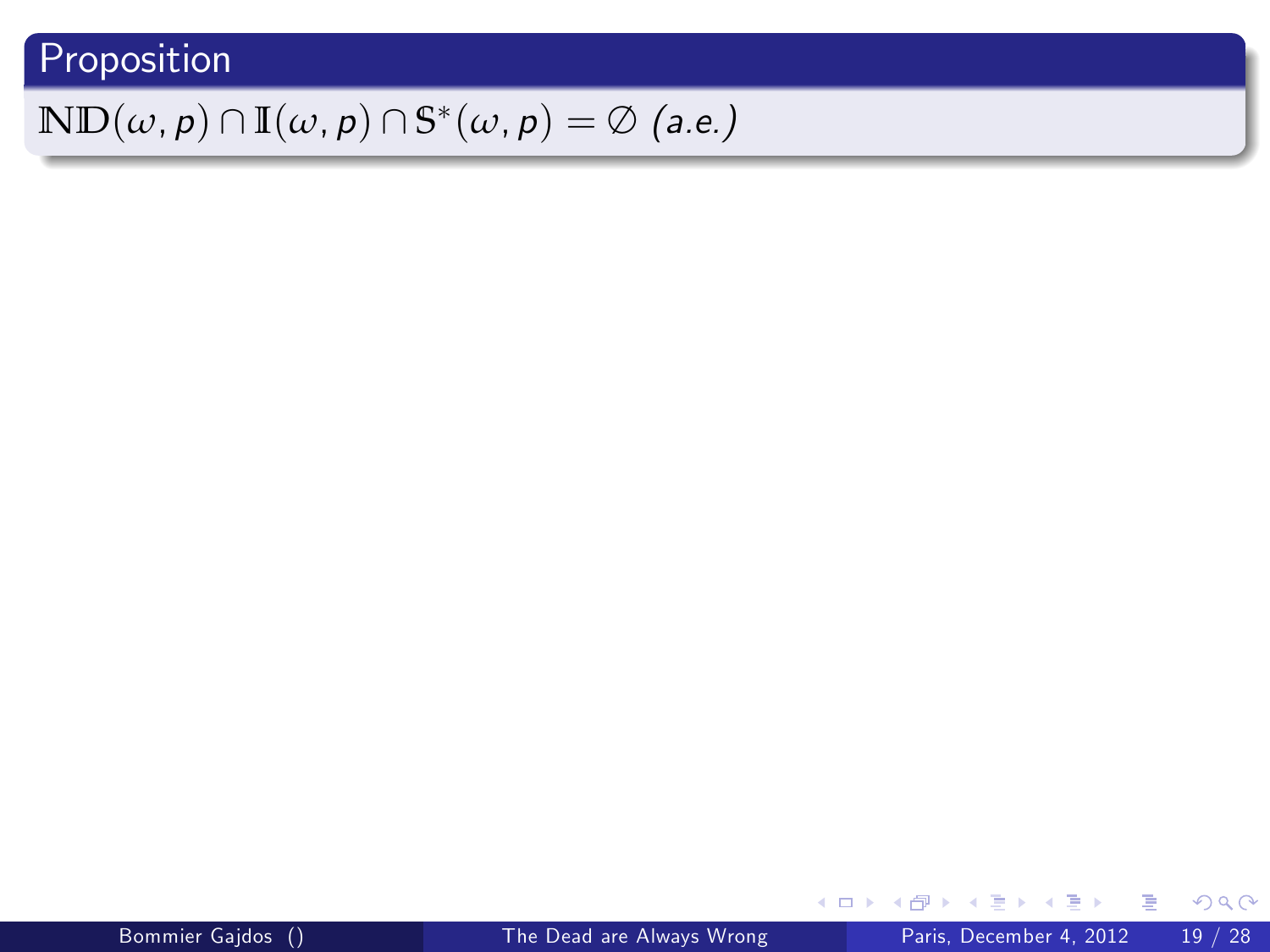## Proposition

$\mathbb{ND}(\omega, p) \cap \mathbb{I}(\omega, p) \cap \mathbb{S}^*(\omega, p) = \emptyset$ *(a.e.)*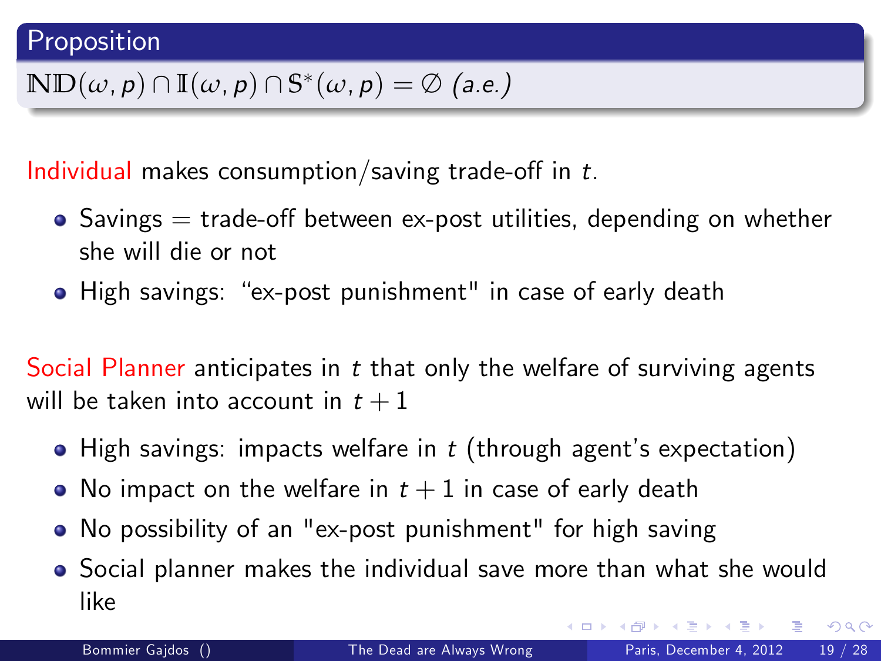## Proposition

$\mathbb{ND}(\omega, p) \cap \mathbb{I}(\omega, p) \cap \mathbb{S}^*(\omega, p) = \emptyset$ *(a.e.)*

Individual makes consumption/saving trade-off in $t$.

- Savings = trade-off between ex-post utilities, depending on whether she will die or not
- High savings: "ex-post punishment" in case of early death

Social Planner anticipates in $t$ that only the welfare of surviving agents will be taken into account in $t + 1$

- High savings: impacts welfare in $t$ (through agent's expectation)
- No impact on the welfare in $t + 1$ in case of early death
- No possibility of an "ex-post punishment" for high saving
- Social planner makes the individual save more than what she would like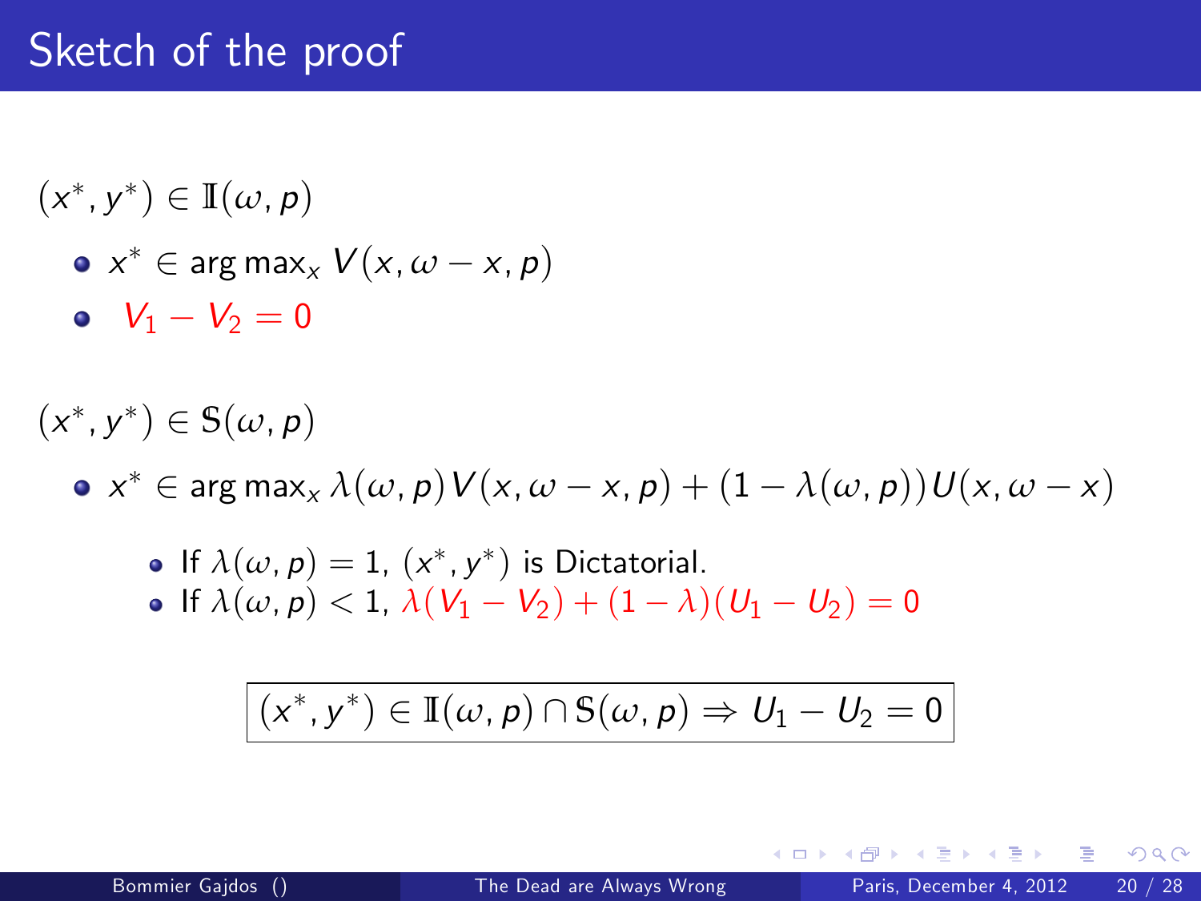# Sketch of the proof

$(x^*, y^*) \in \mathbb{I}(\omega, p)$

- $x^* \in \arg\max_x V(x, \omega - x, p)$
- $V_1 - V_2 = 0$

$(x^*, y^*) \in \mathbb{S}(\omega, p)$

- $x^* \in \arg\max_x \lambda(\omega, p) V(x, \omega - x, p) + (1 - \lambda(\omega, p)) U(x, \omega - x)$
  - If $\lambda(\omega, p) = 1$, $(x^*, y^*)$ is Dictatorial.
  - If $\lambda(\omega, p) < 1$, $\lambda(V_1 - V_2) + (1 - \lambda)(U_1 - U_2) = 0$

$$(x^*, y^*) \in \mathbb{I}(\omega, p) \cap \mathbb{S}(\omega, p) \Rightarrow U_1 - U_2 = 0$$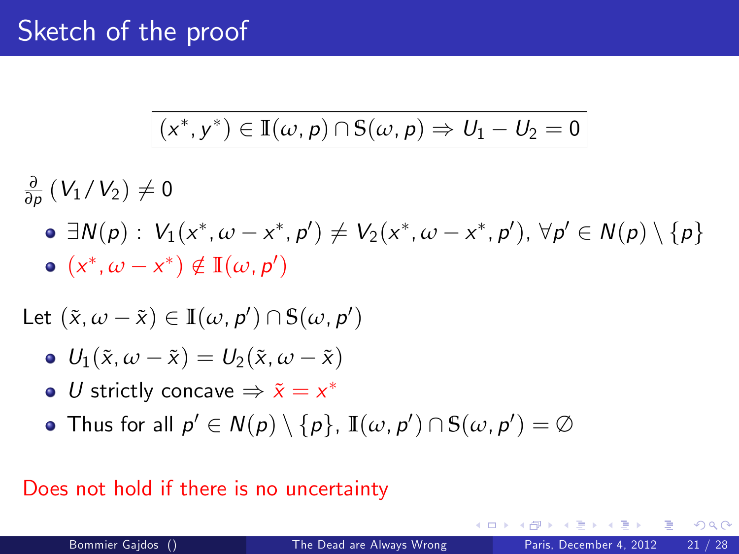# Sketch of the proof

$$\boxed{(x^*, y^*) \in \mathbb{I}(\omega, p) \cap \mathbb{S}(\omega, p) \Rightarrow U_1 - U_2 = 0}$$

$\frac{\partial}{\partial p}(V_1 / V_2) \neq 0$

- $\exists N(p) : V_1(x^*, \omega - x^*, p') \neq V_2(x^*, \omega - x^*, p'), \forall p' \in N(p) \setminus \{p\}$
- $(x^*, \omega - x^*) \notin \mathbb{I}(\omega, p')$

Let $(\tilde{x}, \omega - \tilde{x}) \in \mathbb{I}(\omega, p') \cap \mathbb{S}(\omega, p')$

- $U_1(\tilde{x}, \omega - \tilde{x}) = U_2(\tilde{x}, \omega - \tilde{x})$
- $U$ strictly concave $\Rightarrow \tilde{x} = x^*$
- Thus for all $p' \in N(p) \setminus \{p\}$, $\mathbb{I}(\omega, p') \cap \mathbb{S}(\omega, p') = \emptyset$

Does not hold if there is no uncertainty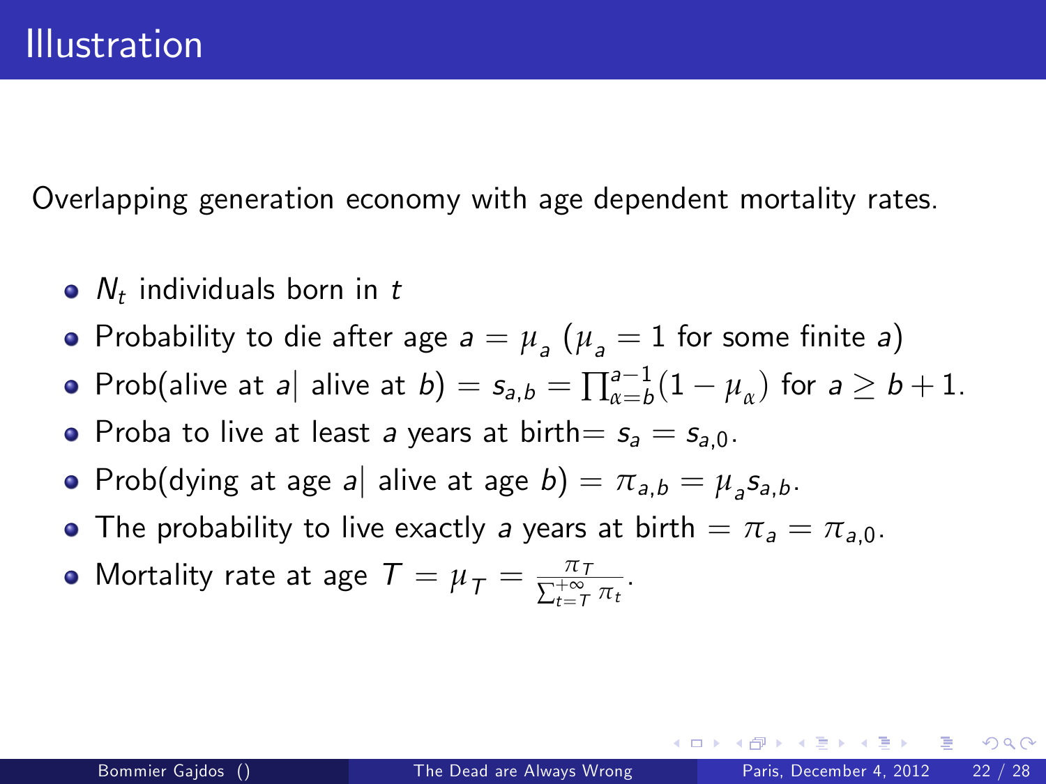# Illustration

Overlapping generation economy with age dependent mortality rates.

- $N_t$ individuals born in $t$
- Probability to die after age $a = \mu_a$ ($\mu_a = 1$ for some finite $a$)
- Prob(alive at $a|$ alive at $b$) $= s_{a,b} = \prod_{\alpha=b}^{a-1}(1 - \mu_\alpha)$ for $a \geq b + 1$.
- Proba to live at least $a$ years at birth$= s_a = s_{a,0}$.
- Prob(dying at age $a|$ alive at age $b$) $= \pi_{a,b} = \mu_a s_{a,b}$.
- The probability to live exactly $a$ years at birth $= \pi_a = \pi_{a,0}$.
- Mortality rate at age $T = \mu_T = \frac{\pi_T}{\sum_{t=T}^{+\infty} \pi_t}$.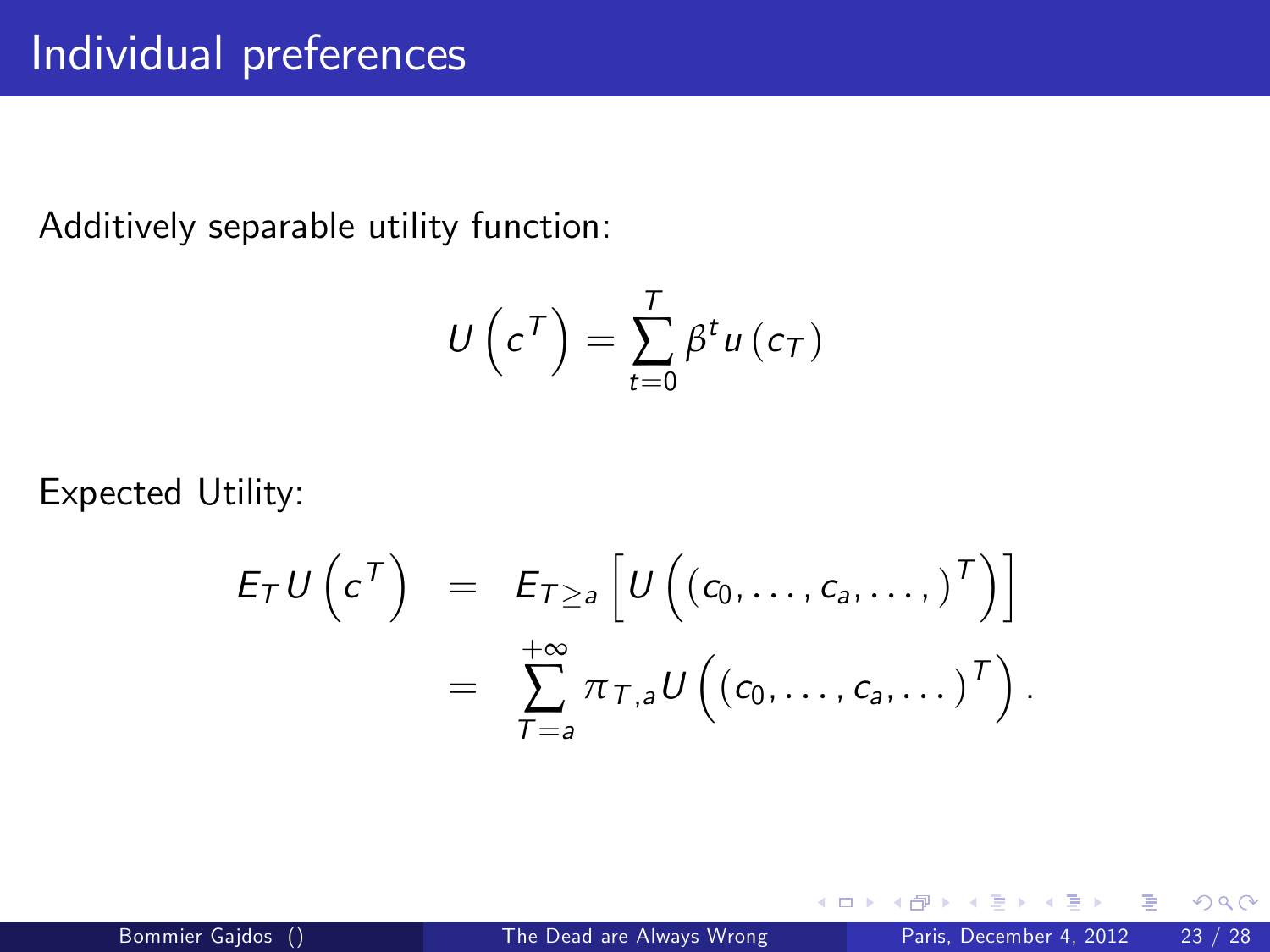# Individual preferences

Additively separable utility function:

$$U\left(c^T\right) = \sum_{t=0}^{T} \beta^t u\left(c_T\right)$$

Expected Utility:

$$\begin{aligned} E_T U\left(c^T\right) &= E_{T \geq a}\left[U\left(\left(c_0, \ldots, c_a, \ldots, \right)^T\right)\right] \\ &= \sum_{T=a}^{+\infty} \pi_{T,a} U\left(\left(c_0, \ldots, c_a, \ldots\right)^T\right). \end{aligned}$$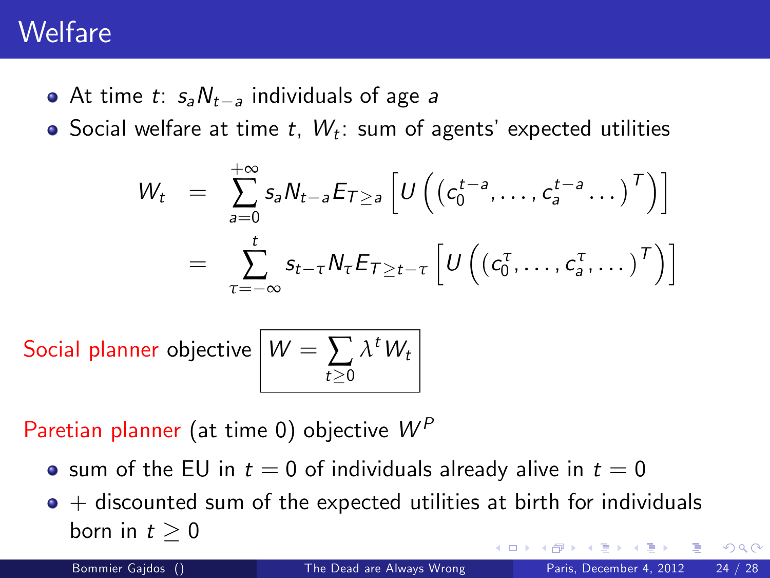# Welfare

- At time $t$: $s_a N_{t-a}$ individuals of age $a$
- Social welfare at time $t$, $W_t$: sum of agents' expected utilities

$$
\begin{aligned}
W_t &= \sum_{a=0}^{+\infty} s_a N_{t-a} E_{T \geq a} \left[ U \left( \left( c_0^{t-a}, \ldots, c_a^{t-a} \ldots \right)^T \right) \right] \\
&= \sum_{\tau=-\infty}^{t} s_{t-\tau} N_\tau E_{T \geq t-\tau} \left[ U \left( \left( c_0^{\tau}, \ldots, c_a^{\tau}, \ldots \right)^T \right) \right]
\end{aligned}
$$

Social planner objective $\boxed{W = \sum_{t \geq 0} \lambda^t W_t}$

Paretian planner (at time 0) objective $W^P$

- sum of the EU in $t = 0$ of individuals already alive in $t = 0$
- + discounted sum of the expected utilities at birth for individuals born in $t \geq 0$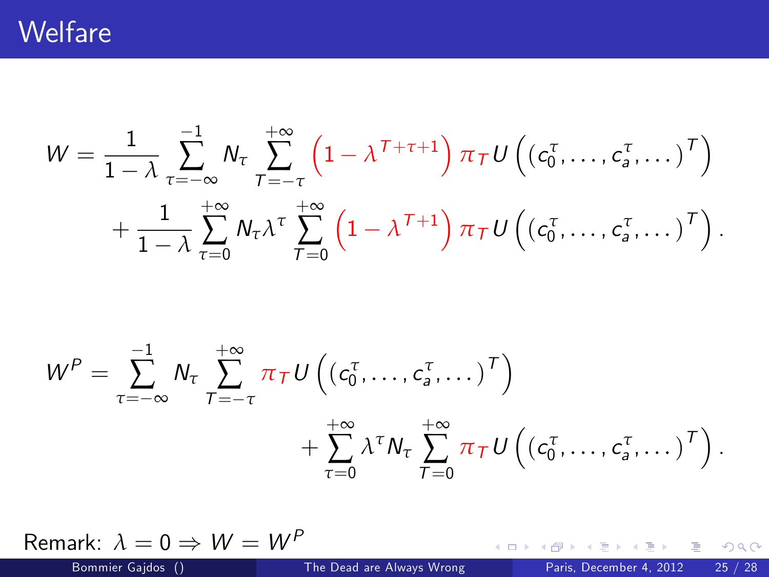# Welfare

$$W = \frac{1}{1-\lambda} \sum_{\tau=-\infty}^{-1} N_\tau \sum_{T=-\tau}^{+\infty} \left(1 - \lambda^{T+\tau+1}\right) \pi_T U\left(\left(c_0^\tau, \ldots, c_a^\tau, \ldots\right)^T\right)$$

$$+ \frac{1}{1-\lambda} \sum_{\tau=0}^{+\infty} N_\tau \lambda^\tau \sum_{T=0}^{+\infty} \left(1 - \lambda^{T+1}\right) \pi_T U\left(\left(c_0^\tau, \ldots, c_a^\tau, \ldots\right)^T\right).$$

$$W^P = \sum_{\tau=-\infty}^{-1} N_\tau \sum_{T=-\tau}^{+\infty} \pi_T U\left(\left(c_0^\tau, \ldots, c_a^\tau, \ldots\right)^T\right)$$

$$+ \sum_{\tau=0}^{+\infty} \lambda^\tau N_\tau \sum_{T=0}^{+\infty} \pi_T U\left(\left(c_0^\tau, \ldots, c_a^\tau, \ldots\right)^T\right).$$

Remark: $\lambda = 0 \Rightarrow W = W^P$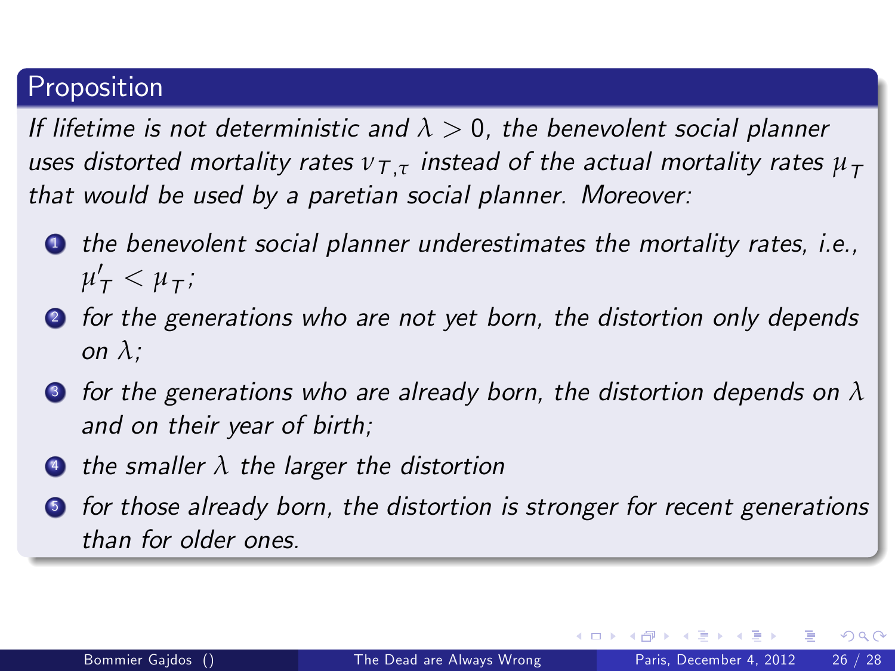## Proposition

*If lifetime is not deterministic and $\lambda > 0$, the benevolent social planner uses distorted mortality rates $\nu_{T,\tau}$ instead of the actual mortality rates $\mu_T$ that would be used by a paretian social planner. Moreover:*

1. *the benevolent social planner underestimates the mortality rates, i.e., $\mu'_T < \mu_T$;*
2. *for the generations who are not yet born, the distortion only depends on $\lambda$;*
3. *for the generations who are already born, the distortion depends on $\lambda$ and on their year of birth;*
4. *the smaller $\lambda$ the larger the distortion*
5. *for those already born, the distortion is stronger for recent generations than for older ones.*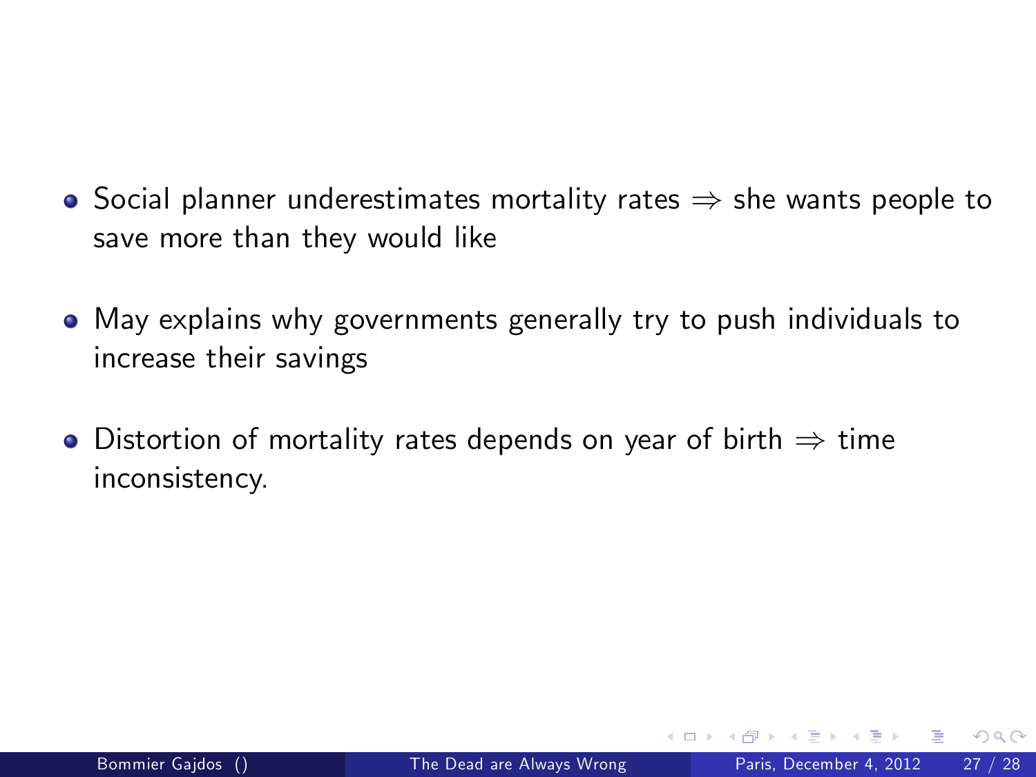- Social planner underestimates mortality rates $\Rightarrow$ she wants people to save more than they would like
- May explains why governments generally try to push individuals to increase their savings
- Distortion of mortality rates depends on year of birth $\Rightarrow$ time inconsistency.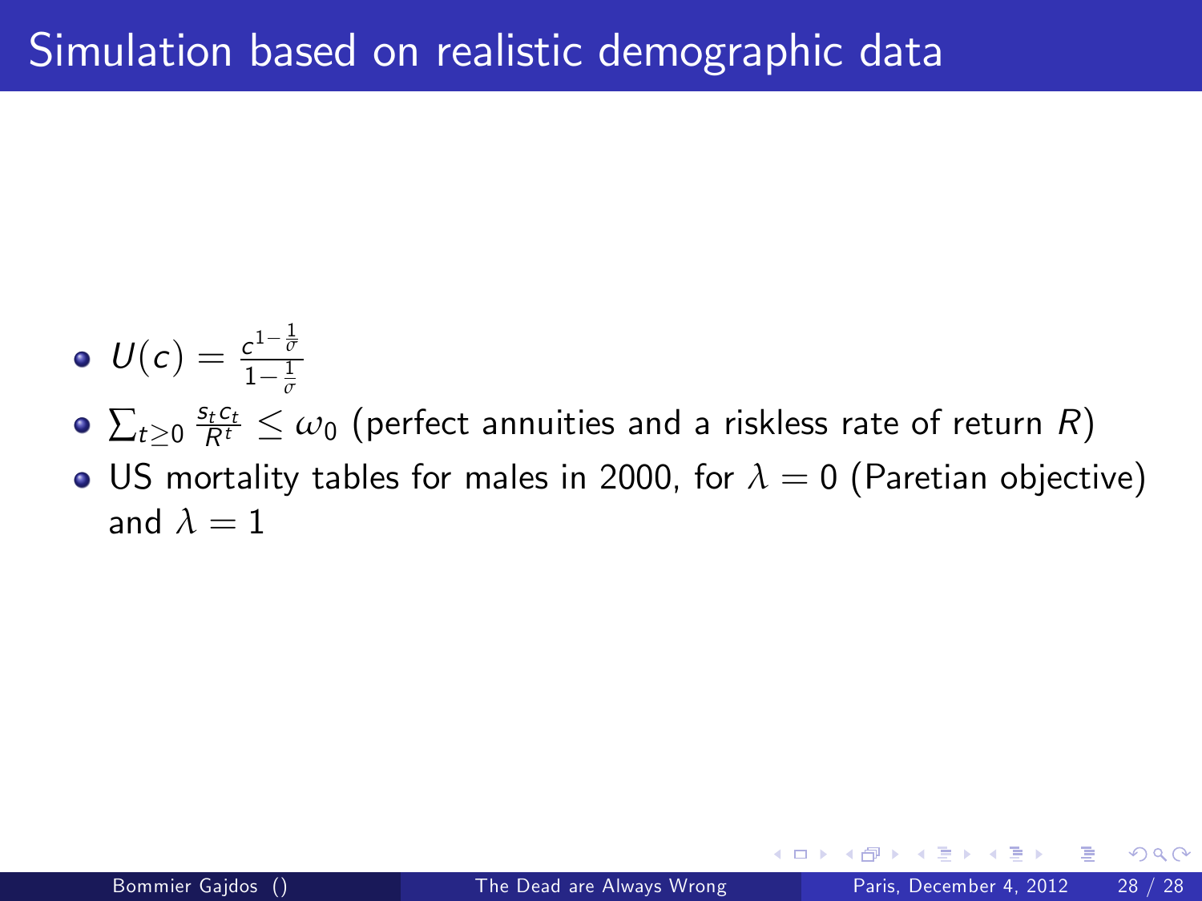# Simulation based on realistic demographic data

- $U(c) = \frac{c^{1-\frac{1}{\sigma}}}{1-\frac{1}{\sigma}}$
- $\sum_{t \geq 0} \frac{s_t c_t}{R^t} \leq \omega_0$ (perfect annuities and a riskless rate of return $R$)
- US mortality tables for males in 2000, for $\lambda = 0$ (Paretian objective) and $\lambda = 1$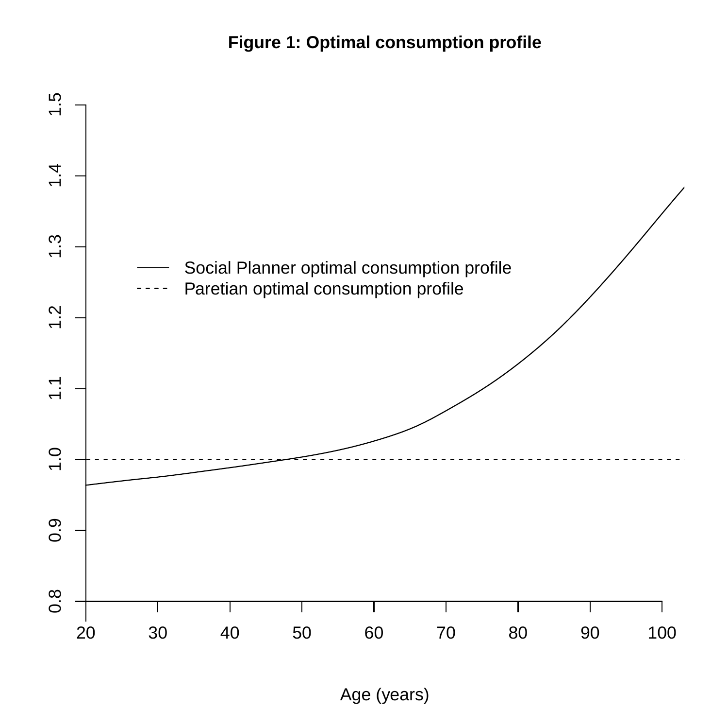**Figure 1: Optimal consumption profile**

1.5
1.4
1.3
1.2
1.1
1.0
0.9
0.8

Social Planner optimal consumption profile
Paretian optimal consumption profile

20 30 40 50 60 70 80 90 100

Age (years)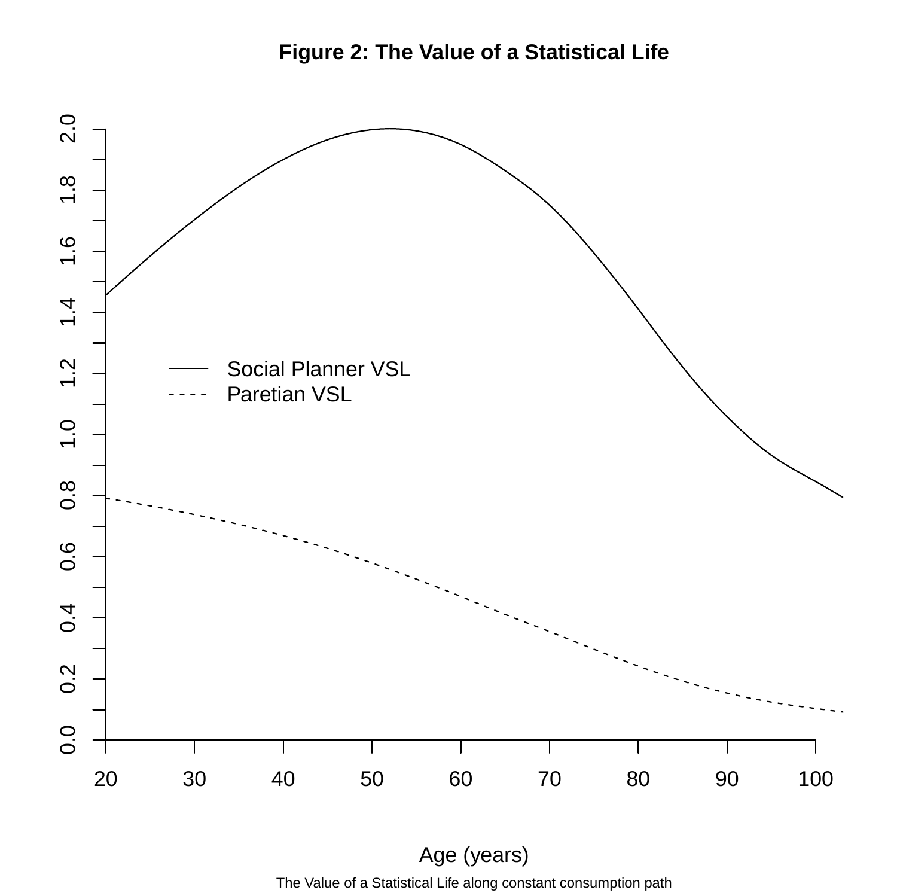# Figure 2: The Value of a Statistical Life

2.0
1.8
1.6
1.4
1.2
1.0
0.8
0.6
0.4
0.2
0.0

Social Planner VSL
Paretian VSL

20 30 40 50 60 70 80 90 100

Age (years)

The Value of a Statistical Life along constant consumption path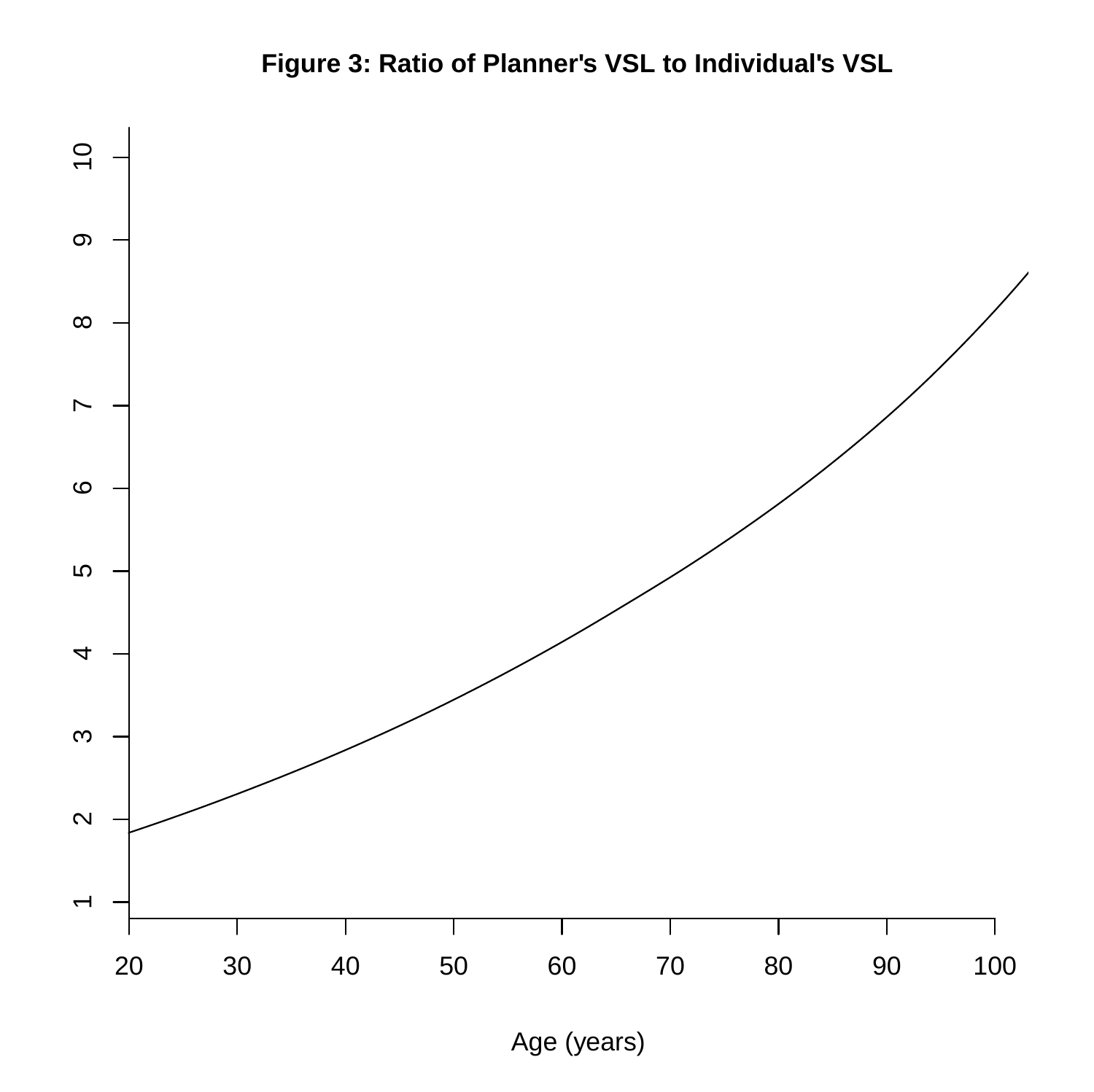Figure 3: Ratio of Planner's VSL to Individual's VSL

10
9
8
7
6
5
4
3
2
1

20
30
40
50
60
70
80
90
100

Age (years)